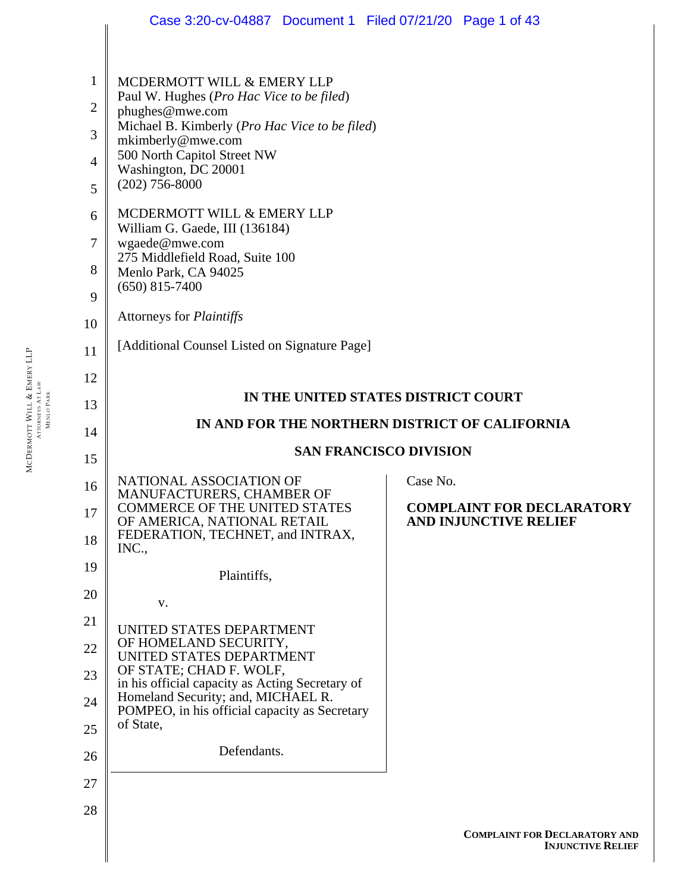MCDERMOTT WILL & EMERY LLP
Paul W. Hughes (*Pro Hac Vice to be filed*)
phughes@mwe.com
Michael B. Kimberly (*Pro Hac Vice to be filed*)
mkimberly@mwe.com
500 North Capitol Street NW
Washington, DC 20001
(202) 756-8000

MCDERMOTT WILL & EMERY LLP
William G. Gaede, III (136184)
wgaede@mwe.com
275 Middlefield Road, Suite 100
Menlo Park, CA 94025
(650) 815-7400

Attorneys for *Plaintiffs*

[Additional Counsel Listed on Signature Page]

**IN THE UNITED STATES DISTRICT COURT**

**IN AND FOR THE NORTHERN DISTRICT OF CALIFORNIA**

**SAN FRANCISCO DIVISION**

NATIONAL ASSOCIATION OF MANUFACTURERS, CHAMBER OF COMMERCE OF THE UNITED STATES OF AMERICA, NATIONAL RETAIL FEDERATION, TECHNET, and INTRAX, INC.,

Plaintiffs,

v.

UNITED STATES DEPARTMENT OF HOMELAND SECURITY, UNITED STATES DEPARTMENT OF STATE; CHAD F. WOLF, in his official capacity as Acting Secretary of Homeland Security; and, MICHAEL R. POMPEO, in his official capacity as Secretary of State,

Defendants.

Case No.

**COMPLAINT FOR DECLARATORY AND INJUNCTIVE RELIEF**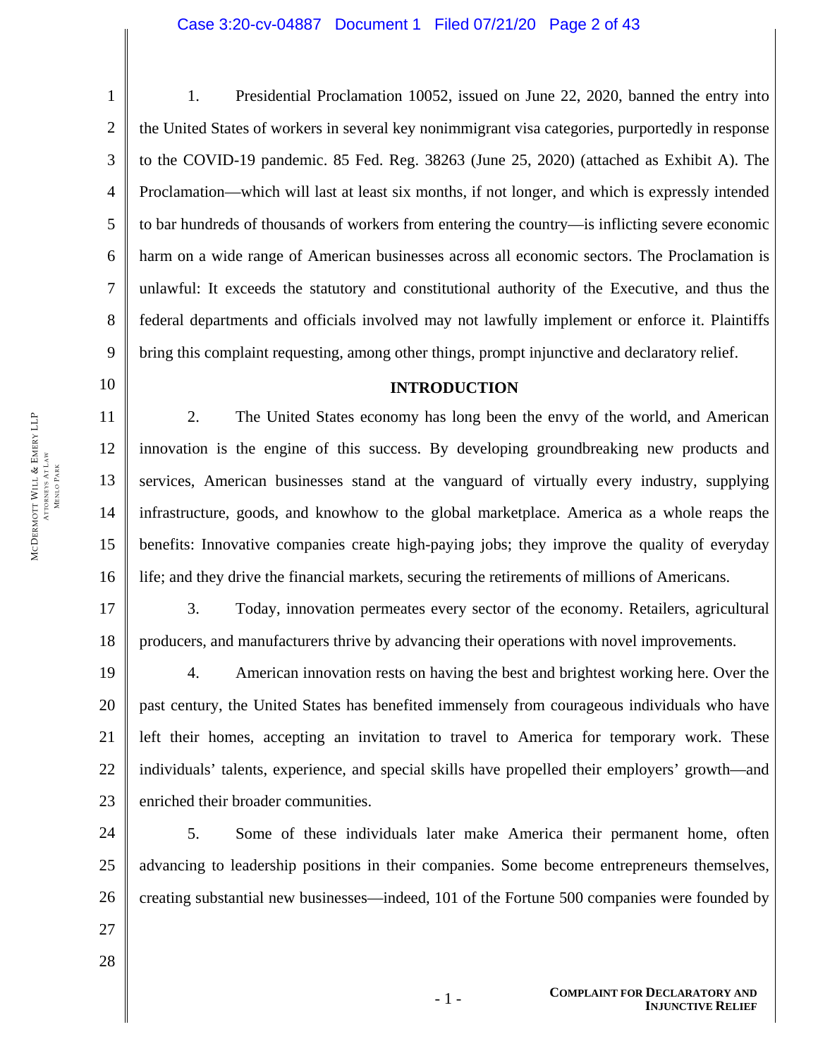1. Presidential Proclamation 10052, issued on June 22, 2020, banned the entry into the United States of workers in several key nonimmigrant visa categories, purportedly in response to the COVID-19 pandemic. 85 Fed. Reg. 38263 (June 25, 2020) (attached as Exhibit A). The Proclamation—which will last at least six months, if not longer, and which is expressly intended to bar hundreds of thousands of workers from entering the country—is inflicting severe economic harm on a wide range of American businesses across all economic sectors. The Proclamation is unlawful: It exceeds the statutory and constitutional authority of the Executive, and thus the federal departments and officials involved may not lawfully implement or enforce it. Plaintiffs bring this complaint requesting, among other things, prompt injunctive and declaratory relief.

## INTRODUCTION

2. The United States economy has long been the envy of the world, and American innovation is the engine of this success. By developing groundbreaking new products and services, American businesses stand at the vanguard of virtually every industry, supplying infrastructure, goods, and knowhow to the global marketplace. America as a whole reaps the benefits: Innovative companies create high-paying jobs; they improve the quality of everyday life; and they drive the financial markets, securing the retirements of millions of Americans.

3. Today, innovation permeates every sector of the economy. Retailers, agricultural producers, and manufacturers thrive by advancing their operations with novel improvements.

4. American innovation rests on having the best and brightest working here. Over the past century, the United States has benefited immensely from courageous individuals who have left their homes, accepting an invitation to travel to America for temporary work. These individuals' talents, experience, and special skills have propelled their employers' growth—and enriched their broader communities.

5. Some of these individuals later make America their permanent home, often advancing to leadership positions in their companies. Some become entrepreneurs themselves, creating substantial new businesses—indeed, 101 of the Fortune 500 companies were founded by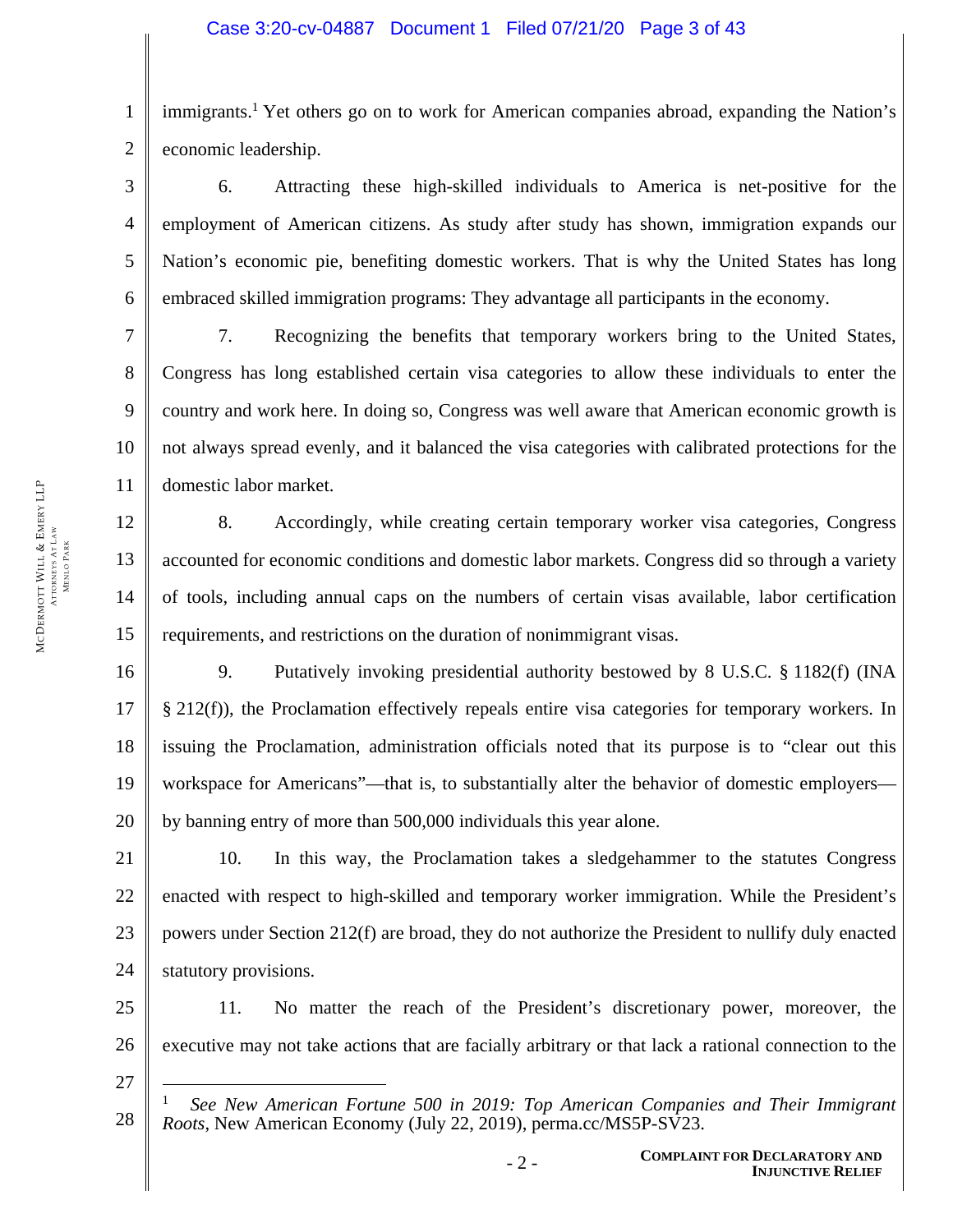immigrants.[1] Yet others go on to work for American companies abroad, expanding the Nation's economic leadership.

6. Attracting these high-skilled individuals to America is net-positive for the employment of American citizens. As study after study has shown, immigration expands our Nation's economic pie, benefiting domestic workers. That is why the United States has long embraced skilled immigration programs: They advantage all participants in the economy.

7. Recognizing the benefits that temporary workers bring to the United States, Congress has long established certain visa categories to allow these individuals to enter the country and work here. In doing so, Congress was well aware that American economic growth is not always spread evenly, and it balanced the visa categories with calibrated protections for the domestic labor market.

8. Accordingly, while creating certain temporary worker visa categories, Congress accounted for economic conditions and domestic labor markets. Congress did so through a variety of tools, including annual caps on the numbers of certain visas available, labor certification requirements, and restrictions on the duration of nonimmigrant visas.

9. Putatively invoking presidential authority bestowed by 8 U.S.C. § 1182(f) (INA § 212(f)), the Proclamation effectively repeals entire visa categories for temporary workers. In issuing the Proclamation, administration officials noted that its purpose is to "clear out this workspace for Americans"—that is, to substantially alter the behavior of domestic employers—by banning entry of more than 500,000 individuals this year alone.

10. In this way, the Proclamation takes a sledgehammer to the statutes Congress enacted with respect to high-skilled and temporary worker immigration. While the President's powers under Section 212(f) are broad, they do not authorize the President to nullify duly enacted statutory provisions.

11. No matter the reach of the President's discretionary power, moreover, the executive may not take actions that are facially arbitrary or that lack a rational connection to the

---

[1] *See New American Fortune 500 in 2019: Top American Companies and Their Immigrant Roots*, New American Economy (July 22, 2019), perma.cc/MS5P-SV23.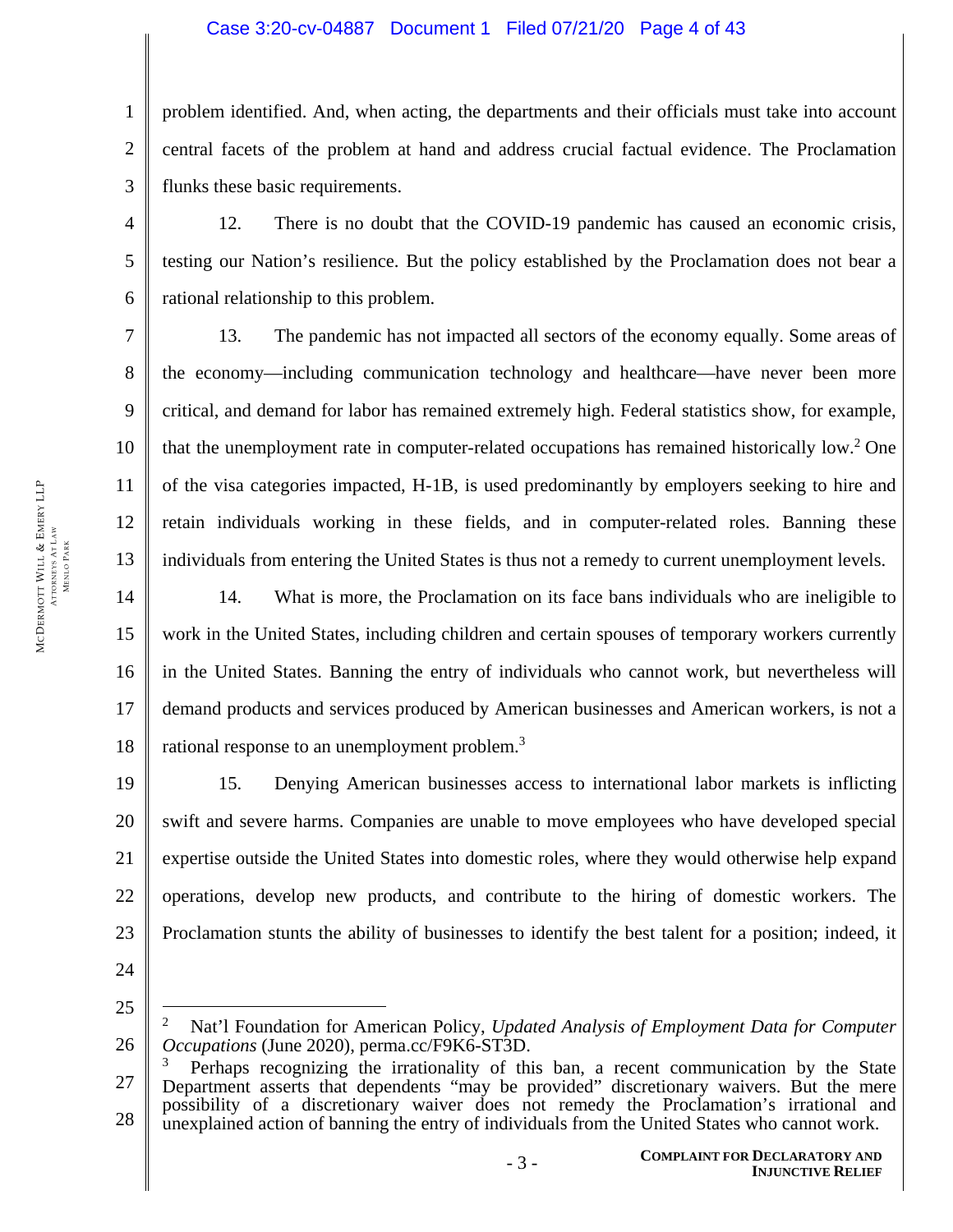problem identified. And, when acting, the departments and their officials must take into account central facets of the problem at hand and address crucial factual evidence. The Proclamation flunks these basic requirements.

12. There is no doubt that the COVID-19 pandemic has caused an economic crisis, testing our Nation's resilience. But the policy established by the Proclamation does not bear a rational relationship to this problem.

13. The pandemic has not impacted all sectors of the economy equally. Some areas of the economy—including communication technology and healthcare—have never been more critical, and demand for labor has remained extremely high. Federal statistics show, for example, that the unemployment rate in computer-related occupations has remained historically low.[2] One of the visa categories impacted, H-1B, is used predominantly by employers seeking to hire and retain individuals working in these fields, and in computer-related roles. Banning these individuals from entering the United States is thus not a remedy to current unemployment levels.

14. What is more, the Proclamation on its face bans individuals who are ineligible to work in the United States, including children and certain spouses of temporary workers currently in the United States. Banning the entry of individuals who cannot work, but nevertheless will demand products and services produced by American businesses and American workers, is not a rational response to an unemployment problem.[3]

15. Denying American businesses access to international labor markets is inflicting swift and severe harms. Companies are unable to move employees who have developed special expertise outside the United States into domestic roles, where they would otherwise help expand operations, develop new products, and contribute to the hiring of domestic workers. The Proclamation stunts the ability of businesses to identify the best talent for a position; indeed, it

---

[2] Nat'l Foundation for American Policy, *Updated Analysis of Employment Data for Computer Occupations* (June 2020), perma.cc/F9K6-ST3D.

[3] Perhaps recognizing the irrationality of this ban, a recent communication by the State Department asserts that dependents "may be provided" discretionary waivers. But the mere possibility of a discretionary waiver does not remedy the Proclamation's irrational and unexplained action of banning the entry of individuals from the United States who cannot work.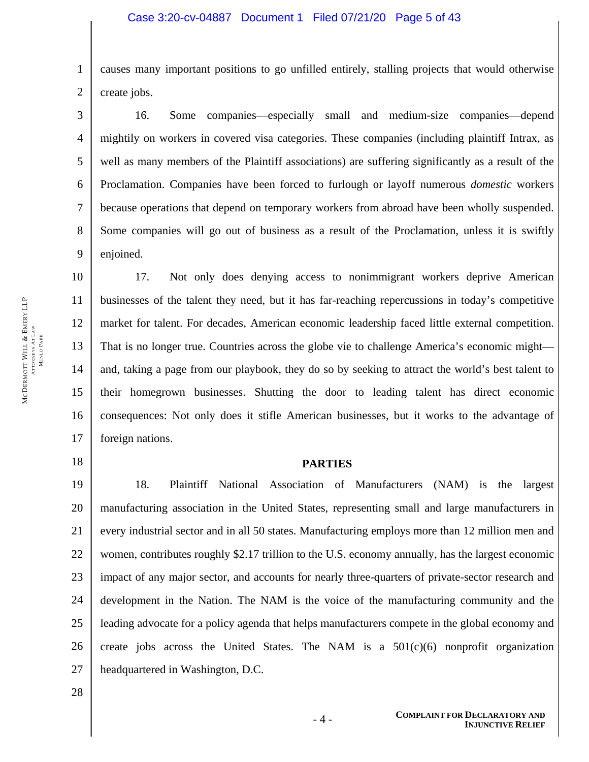causes many important positions to go unfilled entirely, stalling projects that would otherwise create jobs.

16. Some companies—especially small and medium-size companies—depend mightily on workers in covered visa categories. These companies (including plaintiff Intrax, as well as many members of the Plaintiff associations) are suffering significantly as a result of the Proclamation. Companies have been forced to furlough or layoff numerous *domestic* workers because operations that depend on temporary workers from abroad have been wholly suspended. Some companies will go out of business as a result of the Proclamation, unless it is swiftly enjoined.

17. Not only does denying access to nonimmigrant workers deprive American businesses of the talent they need, but it has far-reaching repercussions in today's competitive market for talent. For decades, American economic leadership faced little external competition. That is no longer true. Countries across the globe vie to challenge America's economic might—and, taking a page from our playbook, they do so by seeking to attract the world's best talent to their homegrown businesses. Shutting the door to leading talent has direct economic consequences: Not only does it stifle American businesses, but it works to the advantage of foreign nations.

## PARTIES

18. Plaintiff National Association of Manufacturers (NAM) is the largest manufacturing association in the United States, representing small and large manufacturers in every industrial sector and in all 50 states. Manufacturing employs more than 12 million men and women, contributes roughly $2.17 trillion to the U.S. economy annually, has the largest economic impact of any major sector, and accounts for nearly three-quarters of private-sector research and development in the Nation. The NAM is the voice of the manufacturing community and the leading advocate for a policy agenda that helps manufacturers compete in the global economy and create jobs across the United States. The NAM is a 501(c)(6) nonprofit organization headquartered in Washington, D.C.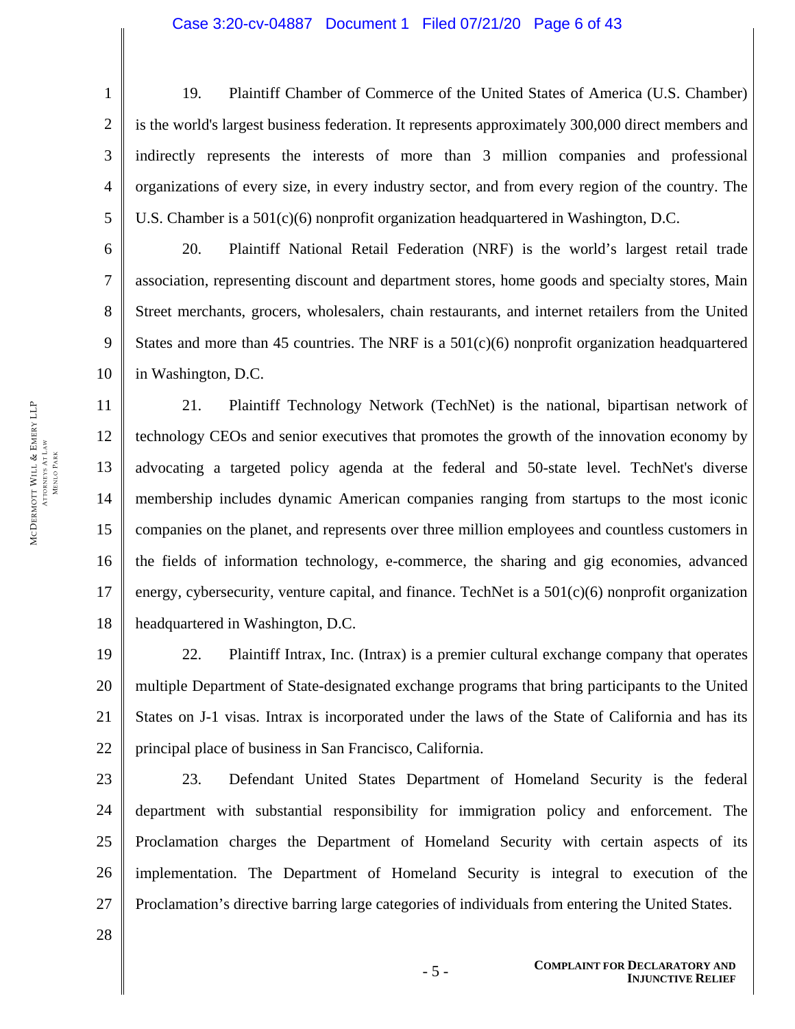19. Plaintiff Chamber of Commerce of the United States of America (U.S. Chamber) is the world's largest business federation. It represents approximately 300,000 direct members and indirectly represents the interests of more than 3 million companies and professional organizations of every size, in every industry sector, and from every region of the country. The U.S. Chamber is a 501(c)(6) nonprofit organization headquartered in Washington, D.C.

20. Plaintiff National Retail Federation (NRF) is the world's largest retail trade association, representing discount and department stores, home goods and specialty stores, Main Street merchants, grocers, wholesalers, chain restaurants, and internet retailers from the United States and more than 45 countries. The NRF is a 501(c)(6) nonprofit organization headquartered in Washington, D.C.

21. Plaintiff Technology Network (TechNet) is the national, bipartisan network of technology CEOs and senior executives that promotes the growth of the innovation economy by advocating a targeted policy agenda at the federal and 50-state level. TechNet's diverse membership includes dynamic American companies ranging from startups to the most iconic companies on the planet, and represents over three million employees and countless customers in the fields of information technology, e-commerce, the sharing and gig economies, advanced energy, cybersecurity, venture capital, and finance. TechNet is a 501(c)(6) nonprofit organization headquartered in Washington, D.C.

22. Plaintiff Intrax, Inc. (Intrax) is a premier cultural exchange company that operates multiple Department of State-designated exchange programs that bring participants to the United States on J-1 visas. Intrax is incorporated under the laws of the State of California and has its principal place of business in San Francisco, California.

23. Defendant United States Department of Homeland Security is the federal department with substantial responsibility for immigration policy and enforcement. The Proclamation charges the Department of Homeland Security with certain aspects of its implementation. The Department of Homeland Security is integral to execution of the Proclamation's directive barring large categories of individuals from entering the United States.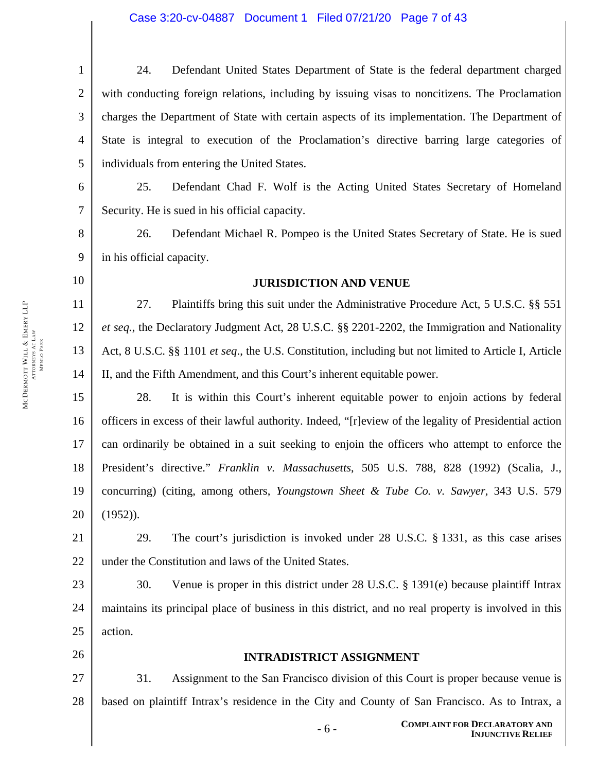24. Defendant United States Department of State is the federal department charged with conducting foreign relations, including by issuing visas to noncitizens. The Proclamation charges the Department of State with certain aspects of its implementation. The Department of State is integral to execution of the Proclamation's directive barring large categories of individuals from entering the United States.

25. Defendant Chad F. Wolf is the Acting United States Secretary of Homeland Security. He is sued in his official capacity.

26. Defendant Michael R. Pompeo is the United States Secretary of State. He is sued in his official capacity.

## JURISDICTION AND VENUE

27. Plaintiffs bring this suit under the Administrative Procedure Act, 5 U.S.C. §§ 551 *et seq.*, the Declaratory Judgment Act, 28 U.S.C. §§ 2201-2202, the Immigration and Nationality Act, 8 U.S.C. §§ 1101 *et seq*., the U.S. Constitution, including but not limited to Article I, Article II, and the Fifth Amendment, and this Court's inherent equitable power.

28. It is within this Court's inherent equitable power to enjoin actions by federal officers in excess of their lawful authority. Indeed, "[r]eview of the legality of Presidential action can ordinarily be obtained in a suit seeking to enjoin the officers who attempt to enforce the President's directive." *Franklin v. Massachusetts*, 505 U.S. 788, 828 (1992) (Scalia, J., concurring) (citing, among others, *Youngstown Sheet & Tube Co. v. Sawyer*, 343 U.S. 579 (1952)).

29. The court's jurisdiction is invoked under 28 U.S.C. § 1331, as this case arises under the Constitution and laws of the United States.

30. Venue is proper in this district under 28 U.S.C. § 1391(e) because plaintiff Intrax maintains its principal place of business in this district, and no real property is involved in this action.

## INTRADISTRICT ASSIGNMENT

31. Assignment to the San Francisco division of this Court is proper because venue is based on plaintiff Intrax's residence in the City and County of San Francisco. As to Intrax, a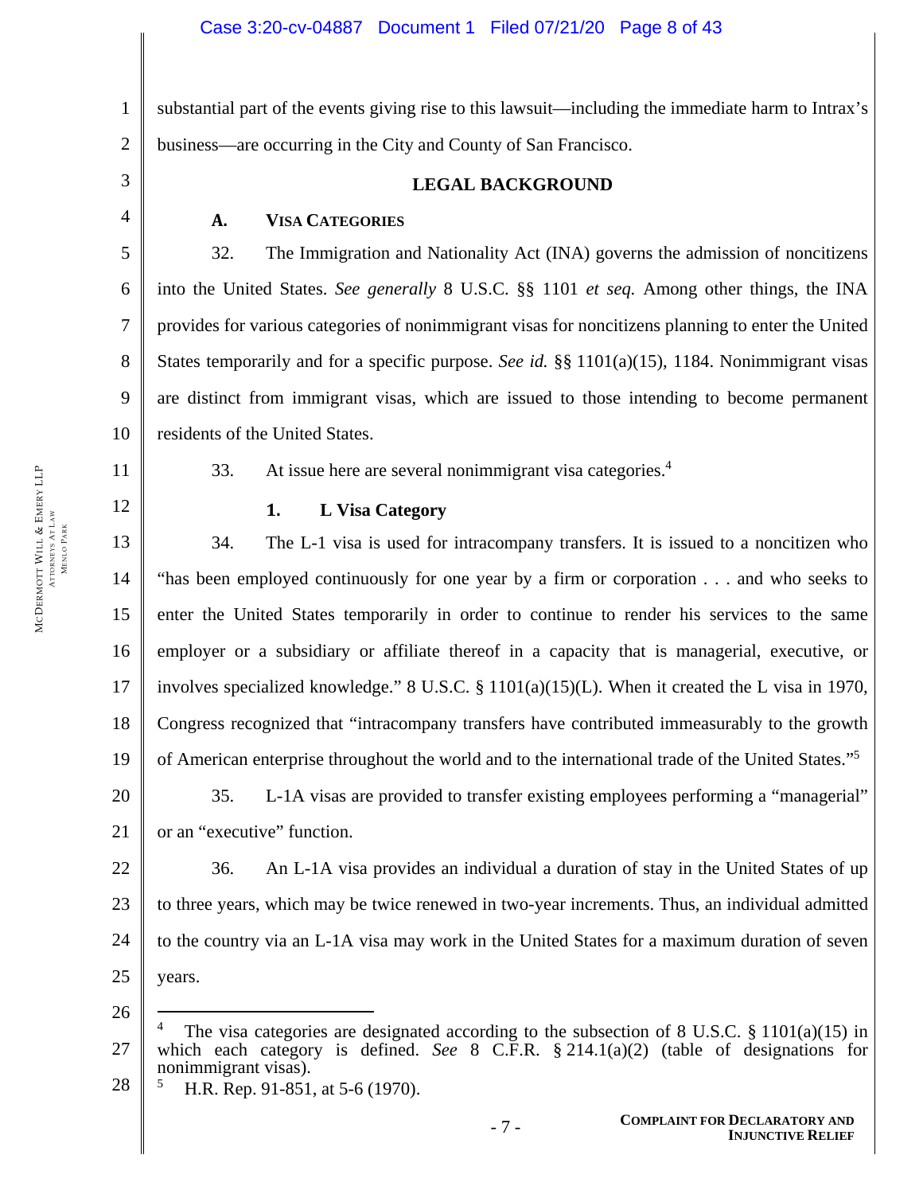substantial part of the events giving rise to this lawsuit—including the immediate harm to Intrax's business—are occurring in the City and County of San Francisco.

## LEGAL BACKGROUND

### A. VISA CATEGORIES

32. The Immigration and Nationality Act (INA) governs the admission of noncitizens into the United States. *See generally* 8 U.S.C. §§ 1101 *et seq.* Among other things, the INA provides for various categories of nonimmigrant visas for noncitizens planning to enter the United States temporarily and for a specific purpose. *See id.* §§ 1101(a)(15), 1184. Nonimmigrant visas are distinct from immigrant visas, which are issued to those intending to become permanent residents of the United States.

33. At issue here are several nonimmigrant visa categories.[4]

#### 1. L Visa Category

34. The L-1 visa is used for intracompany transfers. It is issued to a noncitizen who "has been employed continuously for one year by a firm or corporation . . . and who seeks to enter the United States temporarily in order to continue to render his services to the same employer or a subsidiary or affiliate thereof in a capacity that is managerial, executive, or involves specialized knowledge." 8 U.S.C. § 1101(a)(15)(L). When it created the L visa in 1970, Congress recognized that "intracompany transfers have contributed immeasurably to the growth of American enterprise throughout the world and to the international trade of the United States."[5]

35. L-1A visas are provided to transfer existing employees performing a "managerial" or an "executive" function.

36. An L-1A visa provides an individual a duration of stay in the United States of up to three years, which may be twice renewed in two-year increments. Thus, an individual admitted to the country via an L-1A visa may work in the United States for a maximum duration of seven years.

---

[4] The visa categories are designated according to the subsection of 8 U.S.C. § 1101(a)(15) in which each category is defined. *See* 8 C.F.R. § 214.1(a)(2) (table of designations for nonimmigrant visas).

[5] H.R. Rep. 91-851, at 5-6 (1970).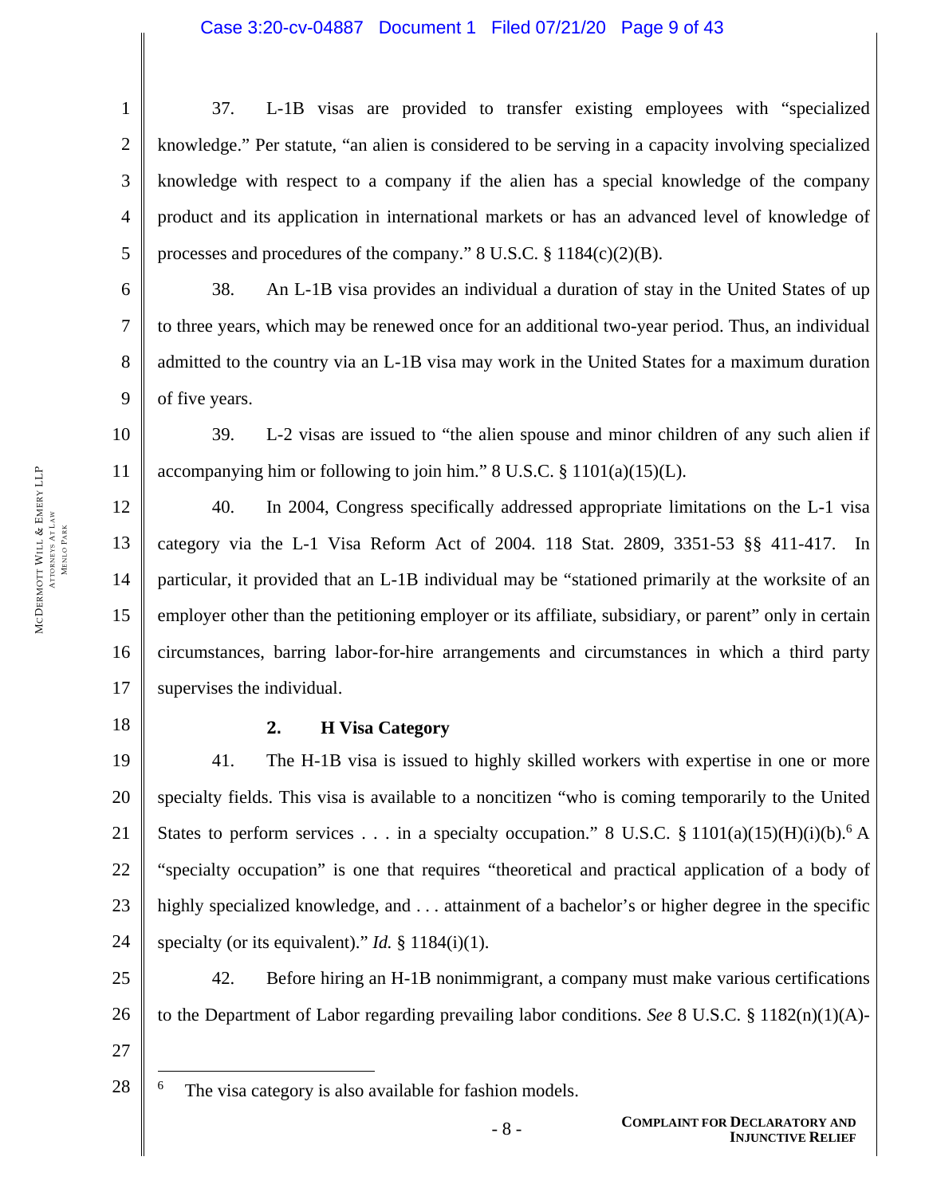37. L-1B visas are provided to transfer existing employees with "specialized knowledge." Per statute, "an alien is considered to be serving in a capacity involving specialized knowledge with respect to a company if the alien has a special knowledge of the company product and its application in international markets or has an advanced level of knowledge of processes and procedures of the company." 8 U.S.C. § 1184(c)(2)(B).

38. An L-1B visa provides an individual a duration of stay in the United States of up to three years, which may be renewed once for an additional two-year period. Thus, an individual admitted to the country via an L-1B visa may work in the United States for a maximum duration of five years.

39. L-2 visas are issued to "the alien spouse and minor children of any such alien if accompanying him or following to join him." 8 U.S.C. § 1101(a)(15)(L).

40. In 2004, Congress specifically addressed appropriate limitations on the L-1 visa category via the L-1 Visa Reform Act of 2004. 118 Stat. 2809, 3351-53 §§ 411-417. In particular, it provided that an L-1B individual may be "stationed primarily at the worksite of an employer other than the petitioning employer or its affiliate, subsidiary, or parent" only in certain circumstances, barring labor-for-hire arrangements and circumstances in which a third party supervises the individual.

**2. H Visa Category**

41. The H-1B visa is issued to highly skilled workers with expertise in one or more specialty fields. This visa is available to a noncitizen "who is coming temporarily to the United States to perform services . . . in a specialty occupation." 8 U.S.C. § 1101(a)(15)(H)(i)(b).[6] A "specialty occupation" is one that requires "theoretical and practical application of a body of highly specialized knowledge, and . . . attainment of a bachelor's or higher degree in the specific specialty (or its equivalent)." *Id.* § 1184(i)(1).

42. Before hiring an H-1B nonimmigrant, a company must make various certifications to the Department of Labor regarding prevailing labor conditions. *See* 8 U.S.C. § 1182(n)(1)(A)-

[6] The visa category is also available for fashion models.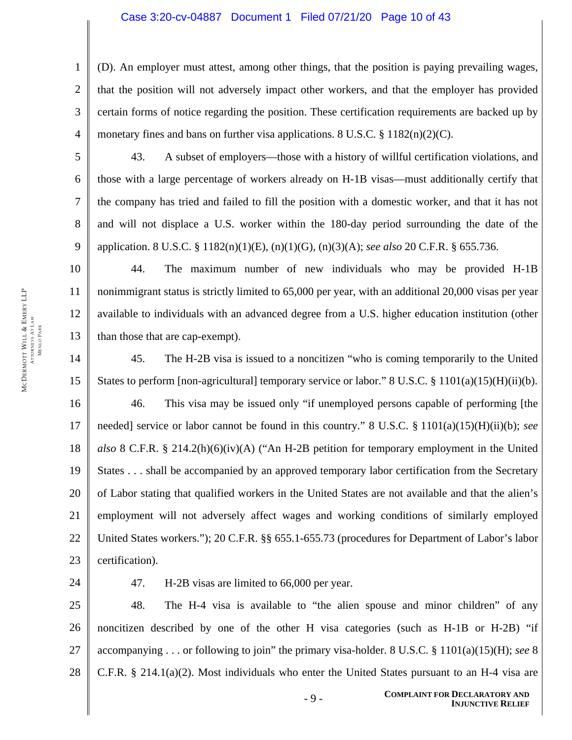(D). An employer must attest, among other things, that the position is paying prevailing wages, that the position will not adversely impact other workers, and that the employer has provided certain forms of notice regarding the position. These certification requirements are backed up by monetary fines and bans on further visa applications. 8 U.S.C. § 1182(n)(2)(C).

43. A subset of employers—those with a history of willful certification violations, and those with a large percentage of workers already on H-1B visas—must additionally certify that the company has tried and failed to fill the position with a domestic worker, and that it has not and will not displace a U.S. worker within the 180-day period surrounding the date of the application. 8 U.S.C. § 1182(n)(1)(E), (n)(1)(G), (n)(3)(A); *see also* 20 C.F.R. § 655.736.

44. The maximum number of new individuals who may be provided H-1B nonimmigrant status is strictly limited to 65,000 per year, with an additional 20,000 visas per year available to individuals with an advanced degree from a U.S. higher education institution (other than those that are cap-exempt).

45. The H-2B visa is issued to a noncitizen "who is coming temporarily to the United States to perform [non-agricultural] temporary service or labor." 8 U.S.C. § 1101(a)(15)(H)(ii)(b).

46. This visa may be issued only "if unemployed persons capable of performing [the needed] service or labor cannot be found in this country." 8 U.S.C. § 1101(a)(15)(H)(ii)(b); *see also* 8 C.F.R. § 214.2(h)(6)(iv)(A) ("An H-2B petition for temporary employment in the United States . . . shall be accompanied by an approved temporary labor certification from the Secretary of Labor stating that qualified workers in the United States are not available and that the alien's employment will not adversely affect wages and working conditions of similarly employed United States workers."); 20 C.F.R. §§ 655.1-655.73 (procedures for Department of Labor's labor certification).

47. H-2B visas are limited to 66,000 per year.

48. The H-4 visa is available to "the alien spouse and minor children" of any noncitizen described by one of the other H visa categories (such as H-1B or H-2B) "if accompanying . . . or following to join" the primary visa-holder. 8 U.S.C. § 1101(a)(15)(H); *see* 8 C.F.R. § 214.1(a)(2). Most individuals who enter the United States pursuant to an H-4 visa are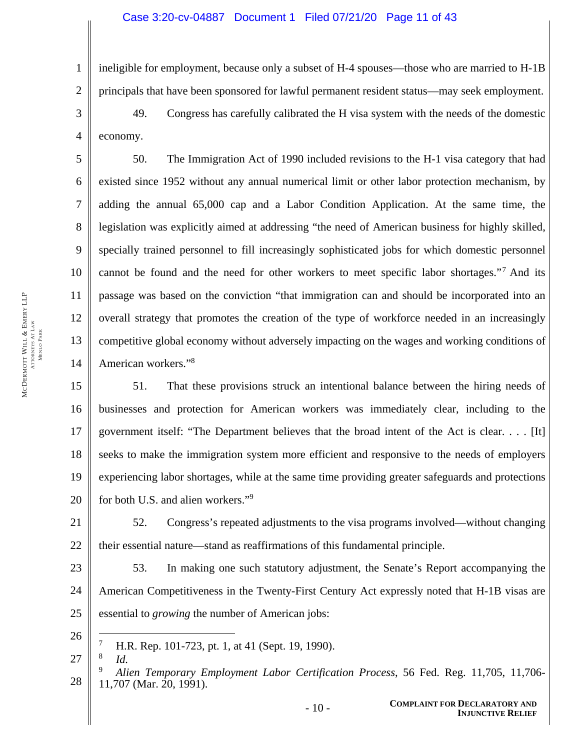ineligible for employment, because only a subset of H-4 spouses—those who are married to H-1B principals that have been sponsored for lawful permanent resident status—may seek employment.

49. Congress has carefully calibrated the H visa system with the needs of the domestic economy.

50. The Immigration Act of 1990 included revisions to the H-1 visa category that had existed since 1952 without any annual numerical limit or other labor protection mechanism, by adding the annual 65,000 cap and a Labor Condition Application. At the same time, the legislation was explicitly aimed at addressing "the need of American business for highly skilled, specially trained personnel to fill increasingly sophisticated jobs for which domestic personnel cannot be found and the need for other workers to meet specific labor shortages."[7] And its passage was based on the conviction "that immigration can and should be incorporated into an overall strategy that promotes the creation of the type of workforce needed in an increasingly competitive global economy without adversely impacting on the wages and working conditions of American workers."[8]

51. That these provisions struck an intentional balance between the hiring needs of businesses and protection for American workers was immediately clear, including to the government itself: "The Department believes that the broad intent of the Act is clear. . . . [It] seeks to make the immigration system more efficient and responsive to the needs of employers experiencing labor shortages, while at the same time providing greater safeguards and protections for both U.S. and alien workers."[9]

52. Congress's repeated adjustments to the visa programs involved—without changing their essential nature—stand as reaffirmations of this fundamental principle.

53. In making one such statutory adjustment, the Senate's Report accompanying the American Competitiveness in the Twenty-First Century Act expressly noted that H-1B visas are essential to *growing* the number of American jobs:

---

[7] H.R. Rep. 101-723, pt. 1, at 41 (Sept. 19, 1990).

[8] *Id.*

[9] *Alien Temporary Employment Labor Certification Process*, 56 Fed. Reg. 11,705, 11,706-11,707 (Mar. 20, 1991).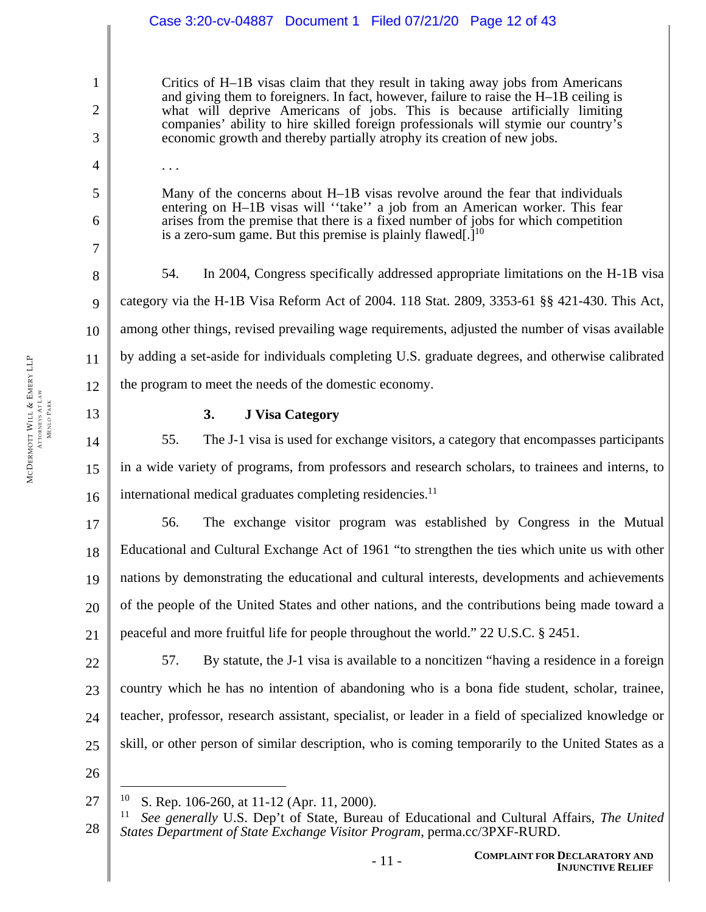> Critics of H–1B visas claim that they result in taking away jobs from Americans and giving them to foreigners. In fact, however, failure to raise the H–1B ceiling is what will deprive Americans of jobs. This is because artificially limiting companies' ability to hire skilled foreign professionals will stymie our country's economic growth and thereby partially atrophy its creation of new jobs.
>
> . . .
>
> Many of the concerns about H–1B visas revolve around the fear that individuals entering on H–1B visas will ''take'' a job from an American worker. This fear arises from the premise that there is a fixed number of jobs for which competition is a zero-sum game. But this premise is plainly flawed[.][10]

54. In 2004, Congress specifically addressed appropriate limitations on the H-1B visa category via the H-1B Visa Reform Act of 2004. 118 Stat. 2809, 3353-61 §§ 421-430. This Act, among other things, revised prevailing wage requirements, adjusted the number of visas available by adding a set-aside for individuals completing U.S. graduate degrees, and otherwise calibrated the program to meet the needs of the domestic economy.

### 3. J Visa Category

55. The J-1 visa is used for exchange visitors, a category that encompasses participants in a wide variety of programs, from professors and research scholars, to trainees and interns, to international medical graduates completing residencies.[11]

56. The exchange visitor program was established by Congress in the Mutual Educational and Cultural Exchange Act of 1961 "to strengthen the ties which unite us with other nations by demonstrating the educational and cultural interests, developments and achievements of the people of the United States and other nations, and the contributions being made toward a peaceful and more fruitful life for people throughout the world." 22 U.S.C. § 2451.

57. By statute, the J-1 visa is available to a noncitizen "having a residence in a foreign country which he has no intention of abandoning who is a bona fide student, scholar, trainee, teacher, professor, research assistant, specialist, or leader in a field of specialized knowledge or skill, or other person of similar description, who is coming temporarily to the United States as a

---

[10] S. Rep. 106-260, at 11-12 (Apr. 11, 2000).

[11] *See generally* U.S. Dep't of State, Bureau of Educational and Cultural Affairs, *The United States Department of State Exchange Visitor Program*, perma.cc/3PXF-RURD.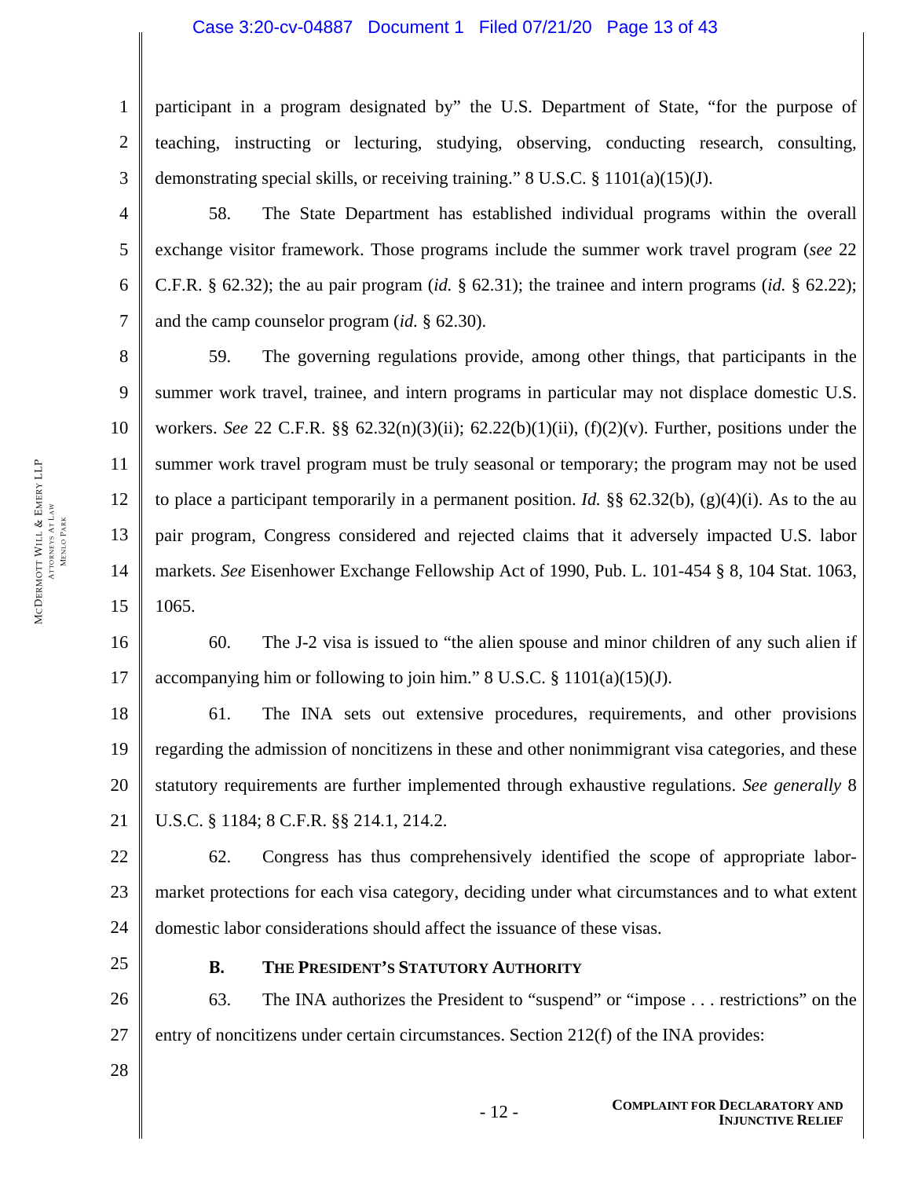participant in a program designated by" the U.S. Department of State, "for the purpose of teaching, instructing or lecturing, studying, observing, conducting research, consulting, demonstrating special skills, or receiving training." 8 U.S.C. § 1101(a)(15)(J).

58. The State Department has established individual programs within the overall exchange visitor framework. Those programs include the summer work travel program (*see* 22 C.F.R. § 62.32); the au pair program (*id.* § 62.31); the trainee and intern programs (*id.* § 62.22); and the camp counselor program (*id.* § 62.30).

59. The governing regulations provide, among other things, that participants in the summer work travel, trainee, and intern programs in particular may not displace domestic U.S. workers. *See* 22 C.F.R. §§ 62.32(n)(3)(ii); 62.22(b)(1)(ii), (f)(2)(v). Further, positions under the summer work travel program must be truly seasonal or temporary; the program may not be used to place a participant temporarily in a permanent position. *Id.* §§ 62.32(b), (g)(4)(i). As to the au pair program, Congress considered and rejected claims that it adversely impacted U.S. labor markets. *See* Eisenhower Exchange Fellowship Act of 1990, Pub. L. 101-454 § 8, 104 Stat. 1063, 1065.

60. The J-2 visa is issued to "the alien spouse and minor children of any such alien if accompanying him or following to join him." 8 U.S.C. § 1101(a)(15)(J).

61. The INA sets out extensive procedures, requirements, and other provisions regarding the admission of noncitizens in these and other nonimmigrant visa categories, and these statutory requirements are further implemented through exhaustive regulations. *See generally* 8 U.S.C. § 1184; 8 C.F.R. §§ 214.1, 214.2.

62. Congress has thus comprehensively identified the scope of appropriate labor-market protections for each visa category, deciding under what circumstances and to what extent domestic labor considerations should affect the issuance of these visas.

### B. The President's Statutory Authority

63. The INA authorizes the President to "suspend" or "impose . . . restrictions" on the entry of noncitizens under certain circumstances. Section 212(f) of the INA provides: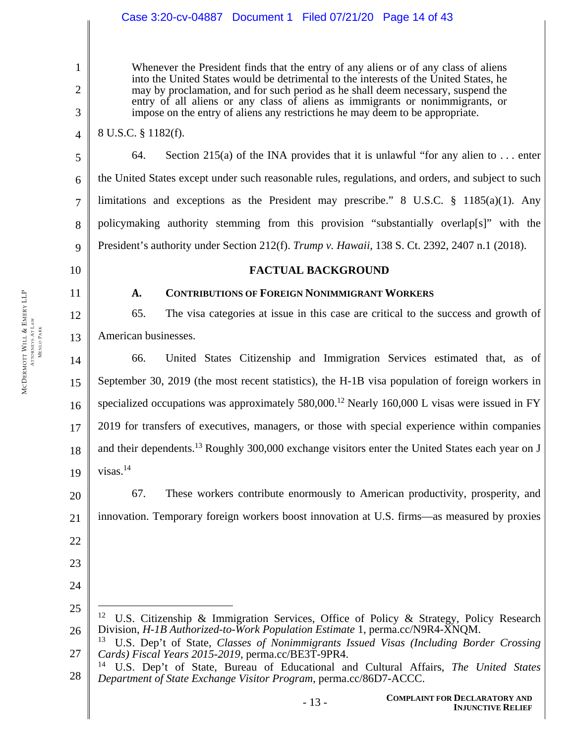> Whenever the President finds that the entry of any aliens or of any class of aliens into the United States would be detrimental to the interests of the United States, he may by proclamation, and for such period as he shall deem necessary, suspend the entry of all aliens or any class of aliens as immigrants or nonimmigrants, or impose on the entry of aliens any restrictions he may deem to be appropriate.

8 U.S.C. § 1182(f).

64. Section 215(a) of the INA provides that it is unlawful "for any alien to . . . enter the United States except under such reasonable rules, regulations, and orders, and subject to such limitations and exceptions as the President may prescribe." 8 U.S.C. § 1185(a)(1). Any policymaking authority stemming from this provision "substantially overlap[s]" with the President's authority under Section 212(f). *Trump v. Hawaii*, 138 S. Ct. 2392, 2407 n.1 (2018).

## FACTUAL BACKGROUND

### A. Contributions of Foreign Nonimmigrant Workers

65. The visa categories at issue in this case are critical to the success and growth of American businesses.

66. United States Citizenship and Immigration Services estimated that, as of September 30, 2019 (the most recent statistics), the H-1B visa population of foreign workers in specialized occupations was approximately 580,000.[12] Nearly 160,000 L visas were issued in FY 2019 for transfers of executives, managers, or those with special experience within companies and their dependents.[13] Roughly 300,000 exchange visitors enter the United States each year on J visas.[14]

67. These workers contribute enormously to American productivity, prosperity, and innovation. Temporary foreign workers boost innovation at U.S. firms—as measured by proxies

---

[12] U.S. Citizenship & Immigration Services, Office of Policy & Strategy, Policy Research Division, *H-1B Authorized-to-Work Population Estimate* 1, perma.cc/N9R4-XNQM.

[13] U.S. Dep't of State, *Classes of Nonimmigrants Issued Visas (Including Border Crossing Cards) Fiscal Years 2015-2019*, perma.cc/BE3T-9PR4.

[14] U.S. Dep't of State, Bureau of Educational and Cultural Affairs, *The United States Department of State Exchange Visitor Program*, perma.cc/86D7-ACCC.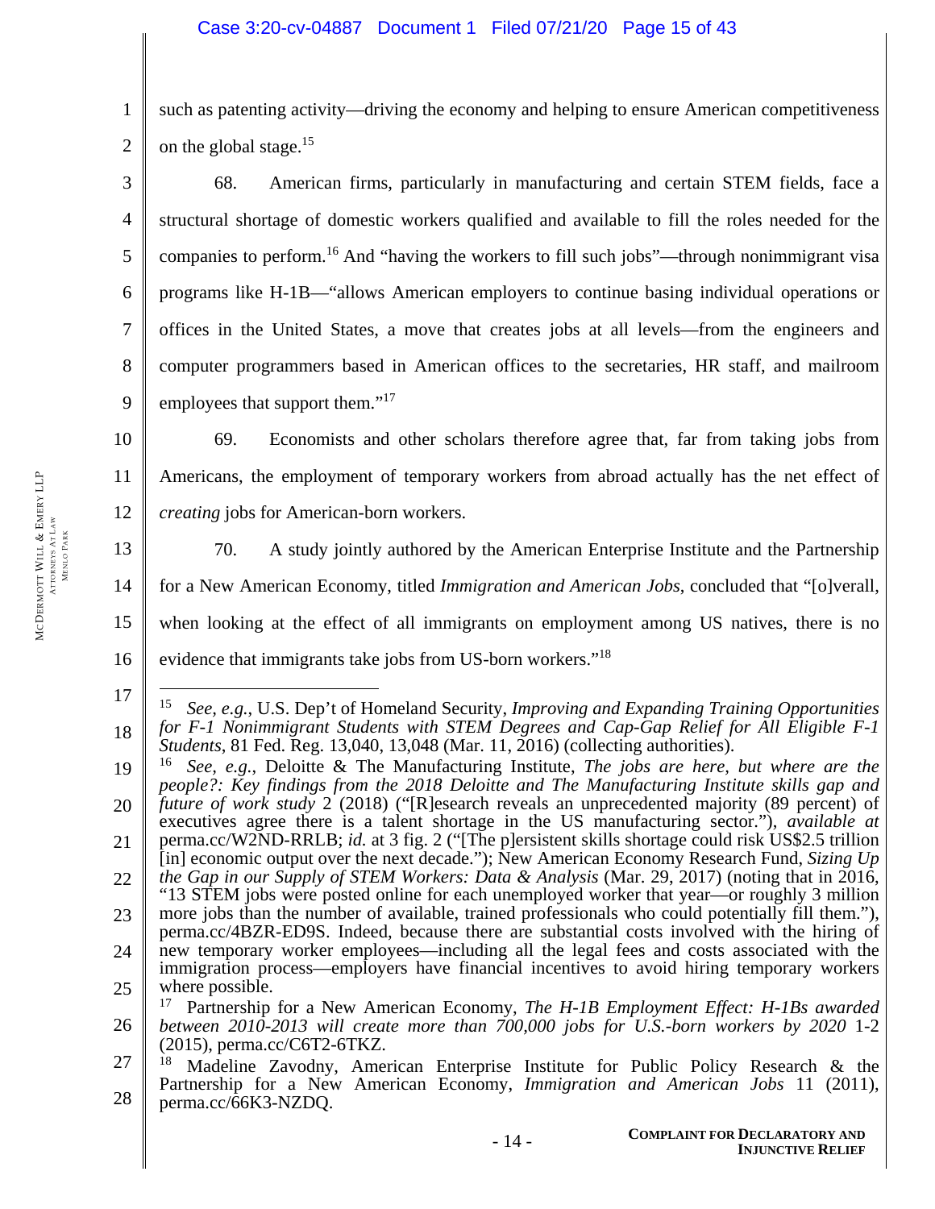such as patenting activity—driving the economy and helping to ensure American competitiveness on the global stage.[15]

68. American firms, particularly in manufacturing and certain STEM fields, face a structural shortage of domestic workers qualified and available to fill the roles needed for the companies to perform.[16] And "having the workers to fill such jobs"—through nonimmigrant visa programs like H-1B—"allows American employers to continue basing individual operations or offices in the United States, a move that creates jobs at all levels—from the engineers and computer programmers based in American offices to the secretaries, HR staff, and mailroom employees that support them."[17]

69. Economists and other scholars therefore agree that, far from taking jobs from Americans, the employment of temporary workers from abroad actually has the net effect of *creating* jobs for American-born workers.

70. A study jointly authored by the American Enterprise Institute and the Partnership for a New American Economy, titled *Immigration and American Jobs*, concluded that "[o]verall, when looking at the effect of all immigrants on employment among US natives, there is no evidence that immigrants take jobs from US-born workers."[18]

---

[15] *See, e.g.*, U.S. Dep't of Homeland Security, *Improving and Expanding Training Opportunities for F-1 Nonimmigrant Students with STEM Degrees and Cap-Gap Relief for All Eligible F-1 Students*, 81 Fed. Reg. 13,040, 13,048 (Mar. 11, 2016) (collecting authorities).

[16] *See, e.g.*, Deloitte & The Manufacturing Institute, *The jobs are here, but where are the people?: Key findings from the 2018 Deloitte and The Manufacturing Institute skills gap and future of work study* 2 (2018) ("[R]esearch reveals an unprecedented majority (89 percent) of executives agree there is a talent shortage in the US manufacturing sector."), *available at* perma.cc/W2ND-RRLB; *id.* at 3 fig. 2 ("[The p]ersistent skills shortage could risk US$2.5 trillion [in] economic output over the next decade."); New American Economy Research Fund, *Sizing Up the Gap in our Supply of STEM Workers: Data & Analysis* (Mar. 29, 2017) (noting that in 2016, "13 STEM jobs were posted online for each unemployed worker that year—or roughly 3 million more jobs than the number of available, trained professionals who could potentially fill them."), perma.cc/4BZR-ED9S. Indeed, because there are substantial costs involved with the hiring of new temporary worker employees—including all the legal fees and costs associated with the immigration process—employers have financial incentives to avoid hiring temporary workers where possible.

[17] Partnership for a New American Economy, *The H-1B Employment Effect: H-1Bs awarded between 2010-2013 will create more than 700,000 jobs for U.S.-born workers by 2020* 1-2 (2015), perma.cc/C6T2-6TKZ.

[18] Madeline Zavodny, American Enterprise Institute for Public Policy Research & the Partnership for a New American Economy, *Immigration and American Jobs* 11 (2011), perma.cc/66K3-NZDQ.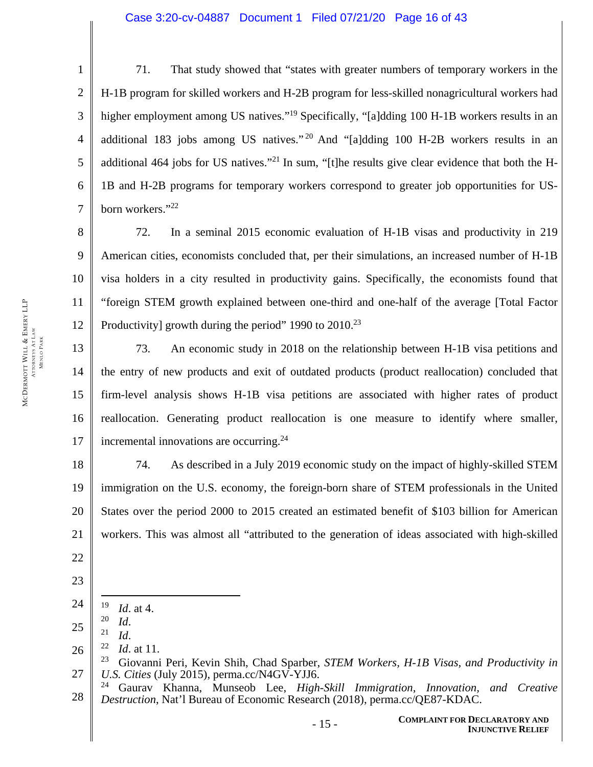71. That study showed that "states with greater numbers of temporary workers in the H-1B program for skilled workers and H-2B program for less-skilled nonagricultural workers had higher employment among US natives."[19] Specifically, "[a]dding 100 H-1B workers results in an additional 183 jobs among US natives."[20] And "[a]dding 100 H-2B workers results in an additional 464 jobs for US natives."[21] In sum, "[t]he results give clear evidence that both the H-1B and H-2B programs for temporary workers correspond to greater job opportunities for US-born workers."[22]

72. In a seminal 2015 economic evaluation of H-1B visas and productivity in 219 American cities, economists concluded that, per their simulations, an increased number of H-1B visa holders in a city resulted in productivity gains. Specifically, the economists found that "foreign STEM growth explained between one-third and one-half of the average [Total Factor Productivity] growth during the period" 1990 to 2010.[23]

73. An economic study in 2018 on the relationship between H-1B visa petitions and the entry of new products and exit of outdated products (product reallocation) concluded that firm-level analysis shows H-1B visa petitions are associated with higher rates of product reallocation. Generating product reallocation is one measure to identify where smaller, incremental innovations are occurring.[24]

74. As described in a July 2019 economic study on the impact of highly-skilled STEM immigration on the U.S. economy, the foreign-born share of STEM professionals in the United States over the period 2000 to 2015 created an estimated benefit of $103 billion for American workers. This was almost all "attributed to the generation of ideas associated with high-skilled

---

[19] *Id*. at 4.

[20] *Id*.

[21] *Id*.

[22] *Id*. at 11.

[23] Giovanni Peri, Kevin Shih, Chad Sparber, *STEM Workers, H-1B Visas, and Productivity in U.S. Cities* (July 2015), perma.cc/N4GV-YJJ6.

[24] Gaurav Khanna, Munseob Lee, *High-Skill Immigration, Innovation, and Creative Destruction*, Nat'l Bureau of Economic Research (2018), perma.cc/QE87-KDAC.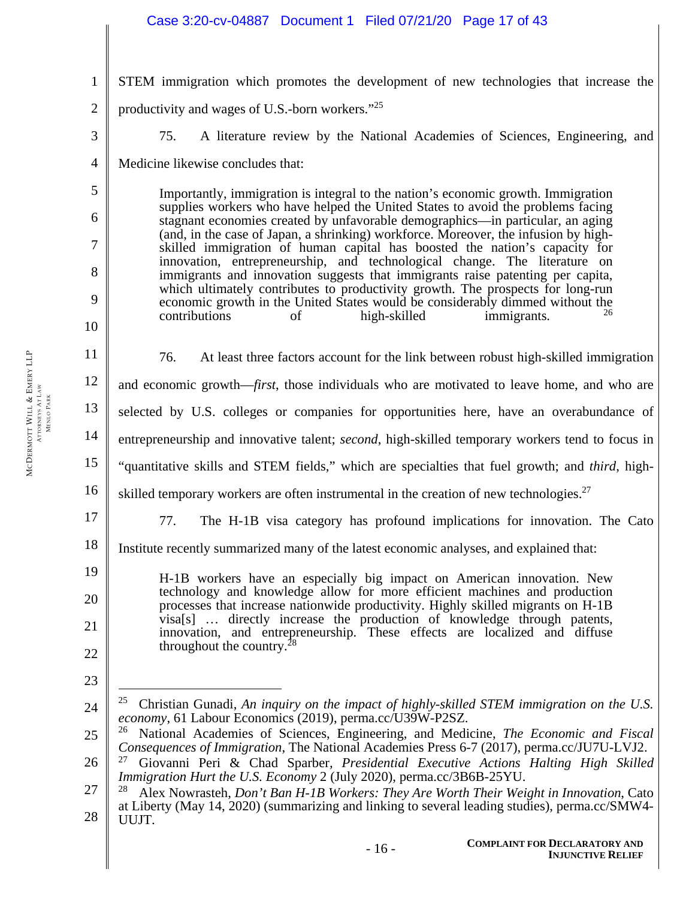STEM immigration which promotes the development of new technologies that increase the productivity and wages of U.S.-born workers."[25]

75. A literature review by the National Academies of Sciences, Engineering, and Medicine likewise concludes that:

> Importantly, immigration is integral to the nation's economic growth. Immigration supplies workers who have helped the United States to avoid the problems facing stagnant economies created by unfavorable demographics—in particular, an aging (and, in the case of Japan, a shrinking) workforce. Moreover, the infusion by high-skilled immigration of human capital has boosted the nation's capacity for innovation, entrepreneurship, and technological change. The literature on immigrants and innovation suggests that immigrants raise patenting per capita, which ultimately contributes to productivity growth. The prospects for long-run economic growth in the United States would be considerably dimmed without the contributions of high-skilled immigrants.[26]

76. At least three factors account for the link between robust high-skilled immigration and economic growth—*first*, those individuals who are motivated to leave home, and who are selected by U.S. colleges or companies for opportunities here, have an overabundance of entrepreneurship and innovative talent; *second*, high-skilled temporary workers tend to focus in "quantitative skills and STEM fields," which are specialties that fuel growth; and *third*, high-skilled temporary workers are often instrumental in the creation of new technologies.[27]

77. The H-1B visa category has profound implications for innovation. The Cato Institute recently summarized many of the latest economic analyses, and explained that:

> H-1B workers have an especially big impact on American innovation. New technology and knowledge allow for more efficient machines and production processes that increase nationwide productivity. Highly skilled migrants on H-1B visa[s] … directly increase the production of knowledge through patents, innovation, and entrepreneurship. These effects are localized and diffuse throughout the country.[28]

---

[25] Christian Gunadi, *An inquiry on the impact of highly-skilled STEM immigration on the U.S. economy*, 61 Labour Economics (2019), perma.cc/U39W-P2SZ.

[26] National Academies of Sciences, Engineering, and Medicine, *The Economic and Fiscal Consequences of Immigration*, The National Academies Press 6-7 (2017), perma.cc/JU7U-LVJ2.

[27] Giovanni Peri & Chad Sparber, *Presidential Executive Actions Halting High Skilled Immigration Hurt the U.S. Economy* 2 (July 2020), perma.cc/3B6B-25YU.

[28] Alex Nowrasteh, *Don't Ban H-1B Workers: They Are Worth Their Weight in Innovation*, Cato at Liberty (May 14, 2020) (summarizing and linking to several leading studies), perma.cc/SMW4-UUJT.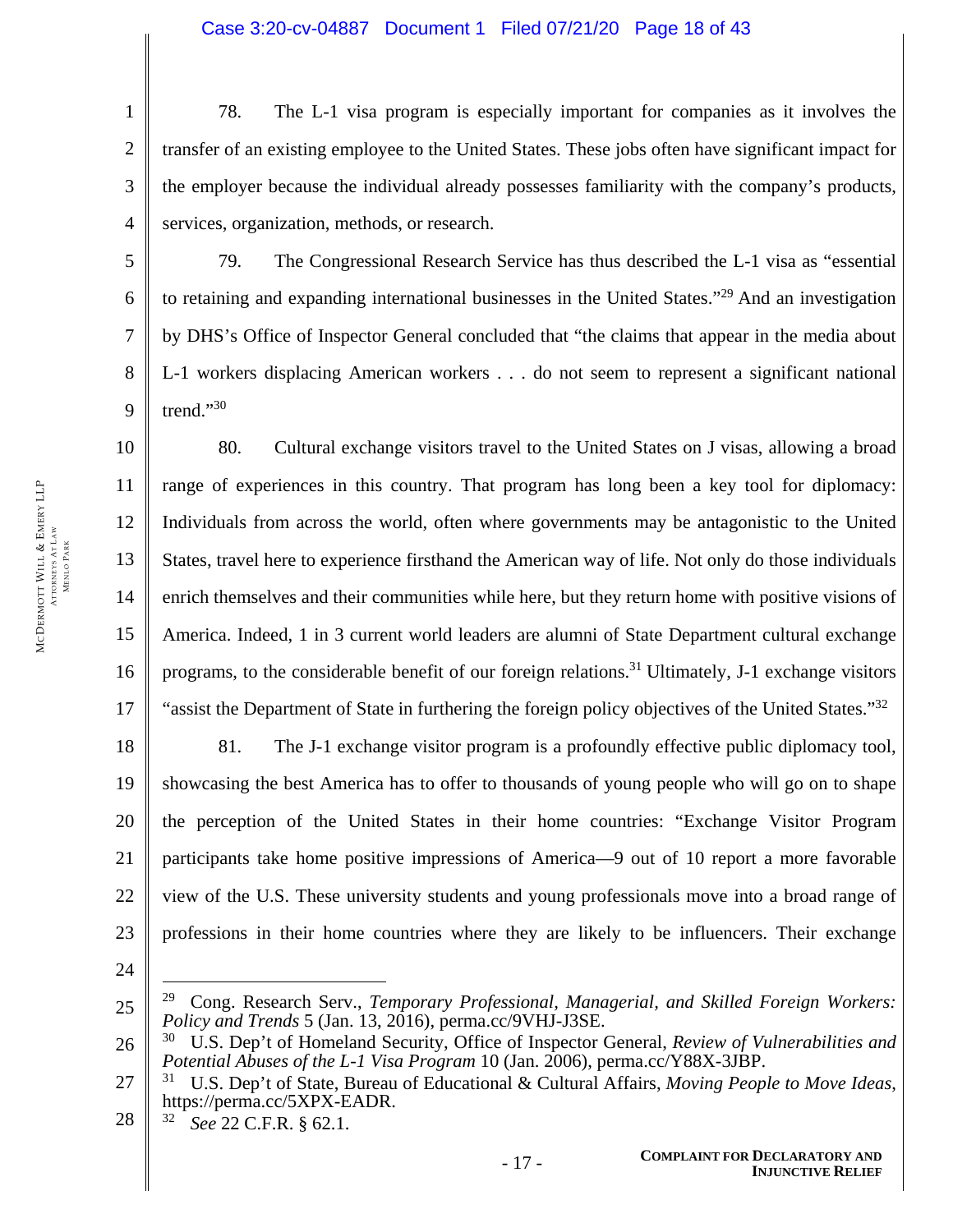78. The L-1 visa program is especially important for companies as it involves the transfer of an existing employee to the United States. These jobs often have significant impact for the employer because the individual already possesses familiarity with the company's products, services, organization, methods, or research.

79. The Congressional Research Service has thus described the L-1 visa as "essential to retaining and expanding international businesses in the United States."[29] And an investigation by DHS's Office of Inspector General concluded that "the claims that appear in the media about L-1 workers displacing American workers . . . do not seem to represent a significant national trend."[30]

80. Cultural exchange visitors travel to the United States on J visas, allowing a broad range of experiences in this country. That program has long been a key tool for diplomacy: Individuals from across the world, often where governments may be antagonistic to the United States, travel here to experience firsthand the American way of life. Not only do those individuals enrich themselves and their communities while here, but they return home with positive visions of America. Indeed, 1 in 3 current world leaders are alumni of State Department cultural exchange programs, to the considerable benefit of our foreign relations.[31] Ultimately, J-1 exchange visitors "assist the Department of State in furthering the foreign policy objectives of the United States."[32]

81. The J-1 exchange visitor program is a profoundly effective public diplomacy tool, showcasing the best America has to offer to thousands of young people who will go on to shape the perception of the United States in their home countries: "Exchange Visitor Program participants take home positive impressions of America—9 out of 10 report a more favorable view of the U.S. These university students and young professionals move into a broad range of professions in their home countries where they are likely to be influencers. Their exchange

---

[29] Cong. Research Serv., *Temporary Professional, Managerial, and Skilled Foreign Workers: Policy and Trends* 5 (Jan. 13, 2016), perma.cc/9VHJ-J3SE.

[30] U.S. Dep't of Homeland Security, Office of Inspector General, *Review of Vulnerabilities and Potential Abuses of the L-1 Visa Program* 10 (Jan. 2006), perma.cc/Y88X-3JBP.

[31] U.S. Dep't of State, Bureau of Educational & Cultural Affairs, *Moving People to Move Ideas*, https://perma.cc/5XPX-EADR.

[32] *See* 22 C.F.R. § 62.1.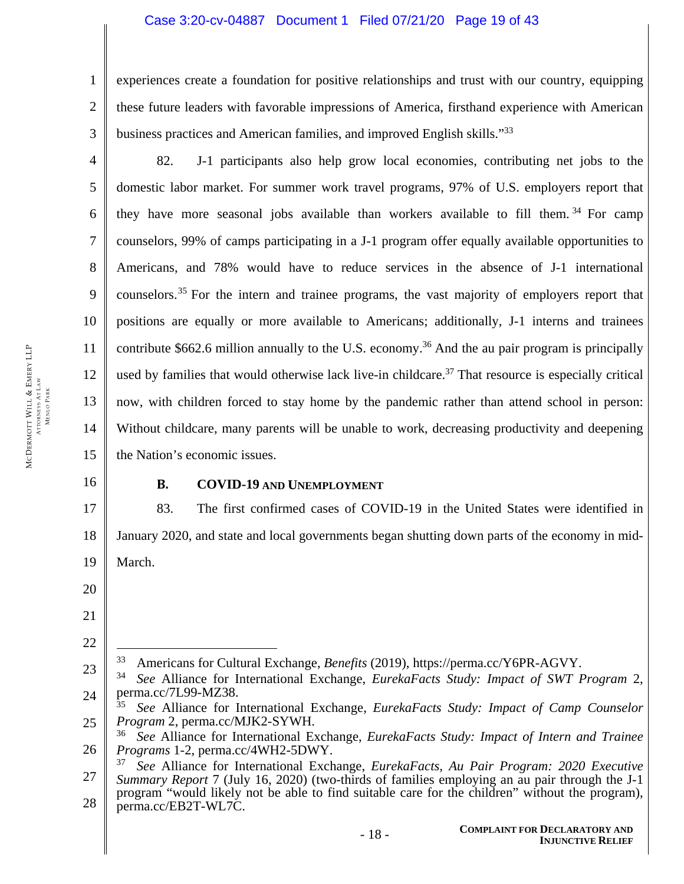experiences create a foundation for positive relationships and trust with our country, equipping these future leaders with favorable impressions of America, firsthand experience with American business practices and American families, and improved English skills."[33]

82. J-1 participants also help grow local economies, contributing net jobs to the domestic labor market. For summer work travel programs, 97% of U.S. employers report that they have more seasonal jobs available than workers available to fill them.[34] For camp counselors, 99% of camps participating in a J-1 program offer equally available opportunities to Americans, and 78% would have to reduce services in the absence of J-1 international counselors.[35] For the intern and trainee programs, the vast majority of employers report that positions are equally or more available to Americans; additionally, J-1 interns and trainees contribute $662.6 million annually to the U.S. economy.[36] And the au pair program is principally used by families that would otherwise lack live-in childcare.[37] That resource is especially critical now, with children forced to stay home by the pandemic rather than attend school in person: Without childcare, many parents will be unable to work, decreasing productivity and deepening the Nation's economic issues.

### B. COVID-19 AND UNEMPLOYMENT

83. The first confirmed cases of COVID-19 in the United States were identified in January 2020, and state and local governments began shutting down parts of the economy in mid-March.

---

[33] Americans for Cultural Exchange, *Benefits* (2019), https://perma.cc/Y6PR-AGVY.

[34] *See* Alliance for International Exchange, *EurekaFacts Study: Impact of SWT Program* 2, perma.cc/7L99-MZ38.

[35] *See* Alliance for International Exchange, *EurekaFacts Study: Impact of Camp Counselor Program* 2, perma.cc/MJK2-SYWH.

[36] *See* Alliance for International Exchange, *EurekaFacts Study: Impact of Intern and Trainee Programs* 1-2, perma.cc/4WH2-5DWY.

[37] *See* Alliance for International Exchange, *EurekaFacts, Au Pair Program: 2020 Executive Summary Report* 7 (July 16, 2020) (two-thirds of families employing an au pair through the J-1 program "would likely not be able to find suitable care for the children" without the program), perma.cc/EB2T-WL7C.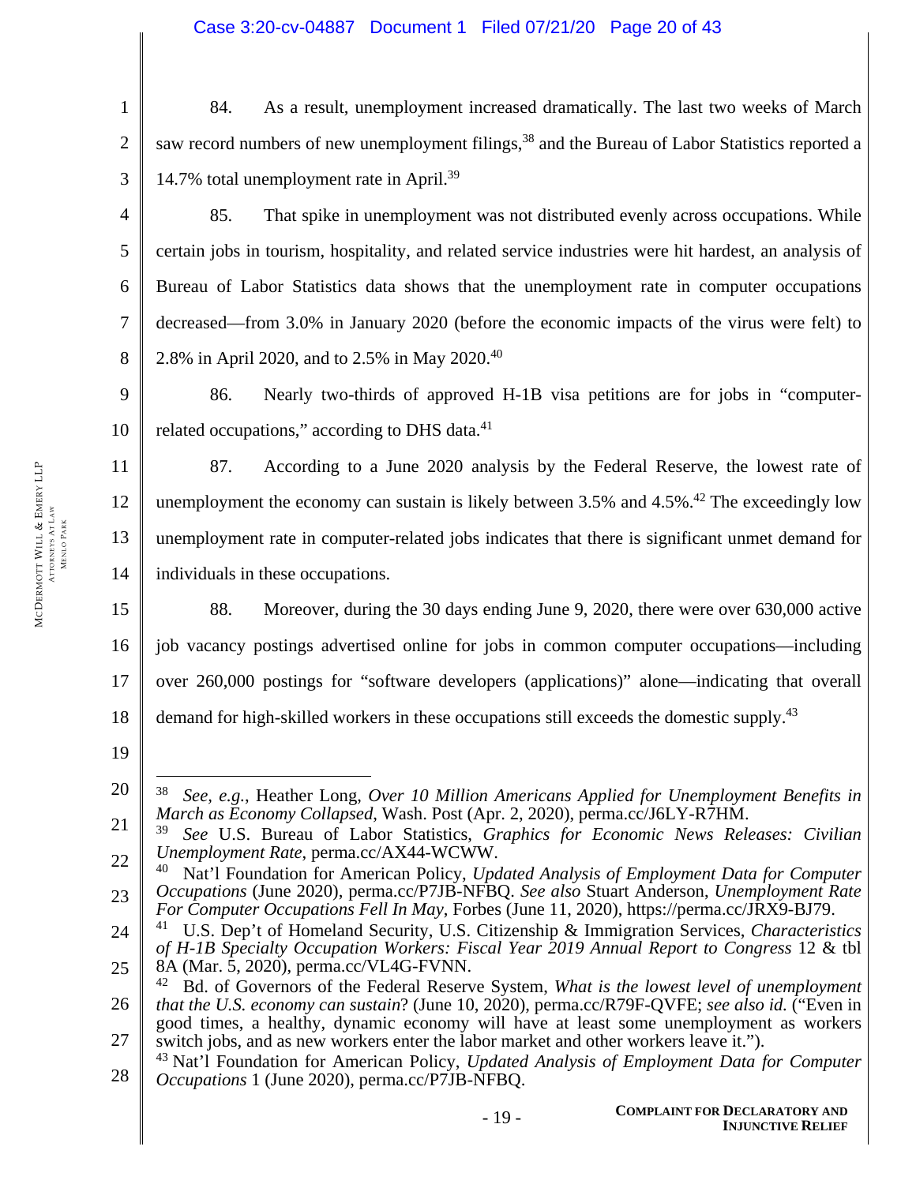84. As a result, unemployment increased dramatically. The last two weeks of March saw record numbers of new unemployment filings,[38] and the Bureau of Labor Statistics reported a 14.7% total unemployment rate in April.[39]

85. That spike in unemployment was not distributed evenly across occupations. While certain jobs in tourism, hospitality, and related service industries were hit hardest, an analysis of Bureau of Labor Statistics data shows that the unemployment rate in computer occupations decreased—from 3.0% in January 2020 (before the economic impacts of the virus were felt) to 2.8% in April 2020, and to 2.5% in May 2020.[40]

86. Nearly two-thirds of approved H-1B visa petitions are for jobs in "computer-related occupations," according to DHS data.[41]

87. According to a June 2020 analysis by the Federal Reserve, the lowest rate of unemployment the economy can sustain is likely between 3.5% and 4.5%.[42] The exceedingly low unemployment rate in computer-related jobs indicates that there is significant unmet demand for individuals in these occupations.

88. Moreover, during the 30 days ending June 9, 2020, there were over 630,000 active job vacancy postings advertised online for jobs in common computer occupations—including over 260,000 postings for "software developers (applications)" alone—indicating that overall demand for high-skilled workers in these occupations still exceeds the domestic supply.[43]

---

[38] *See, e.g.*, Heather Long, *Over 10 Million Americans Applied for Unemployment Benefits in March as Economy Collapsed*, Wash. Post (Apr. 2, 2020), perma.cc/J6LY-R7HM.

[39] *See* U.S. Bureau of Labor Statistics, *Graphics for Economic News Releases: Civilian Unemployment Rate*, perma.cc/AX44-WCWW.

[40] Nat'l Foundation for American Policy, *Updated Analysis of Employment Data for Computer Occupations* (June 2020), perma.cc/P7JB-NFBQ. *See also* Stuart Anderson, *Unemployment Rate For Computer Occupations Fell In May*, Forbes (June 11, 2020), https://perma.cc/JRX9-BJ79.

[41] U.S. Dep't of Homeland Security, U.S. Citizenship & Immigration Services, *Characteristics of H-1B Specialty Occupation Workers: Fiscal Year 2019 Annual Report to Congress* 12 & tbl 8A (Mar. 5, 2020), perma.cc/VL4G-FVNN.

[42] Bd. of Governors of the Federal Reserve System, *What is the lowest level of unemployment that the U.S. economy can sustain*? (June 10, 2020), perma.cc/R79F-QVFE; *see also id.* ("Even in good times, a healthy, dynamic economy will have at least some unemployment as workers switch jobs, and as new workers enter the labor market and other workers leave it.").

[43] Nat'l Foundation for American Policy, *Updated Analysis of Employment Data for Computer Occupations* 1 (June 2020), perma.cc/P7JB-NFBQ.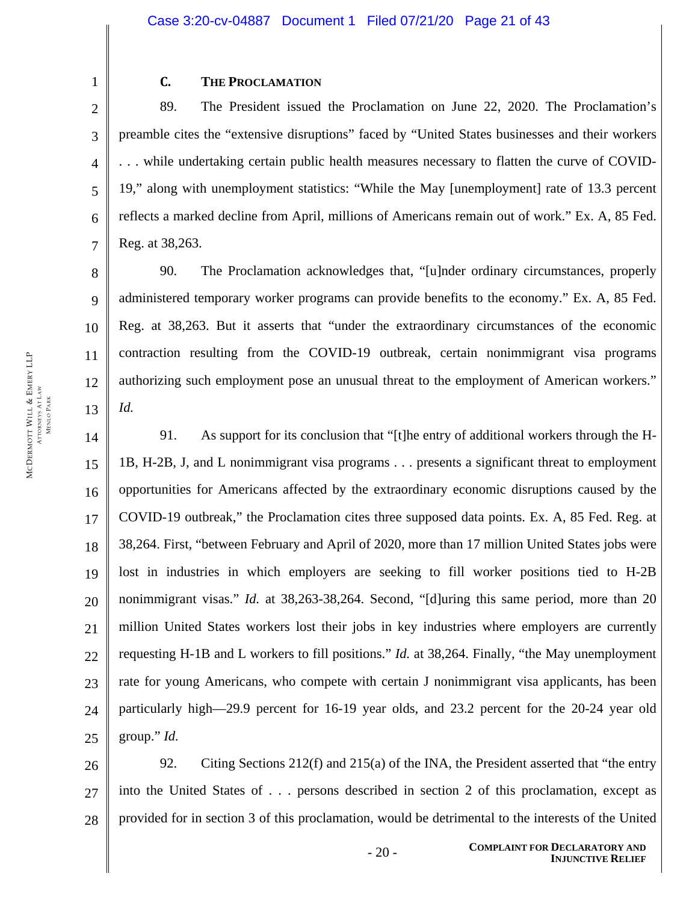### C. THE PROCLAMATION

89. The President issued the Proclamation on June 22, 2020. The Proclamation's preamble cites the "extensive disruptions" faced by "United States businesses and their workers . . . while undertaking certain public health measures necessary to flatten the curve of COVID-19," along with unemployment statistics: "While the May [unemployment] rate of 13.3 percent reflects a marked decline from April, millions of Americans remain out of work." Ex. A, 85 Fed. Reg. at 38,263.

90. The Proclamation acknowledges that, "[u]nder ordinary circumstances, properly administered temporary worker programs can provide benefits to the economy." Ex. A, 85 Fed. Reg. at 38,263. But it asserts that "under the extraordinary circumstances of the economic contraction resulting from the COVID-19 outbreak, certain nonimmigrant visa programs authorizing such employment pose an unusual threat to the employment of American workers." *Id.*

91. As support for its conclusion that "[t]he entry of additional workers through the H-1B, H-2B, J, and L nonimmigrant visa programs . . . presents a significant threat to employment opportunities for Americans affected by the extraordinary economic disruptions caused by the COVID-19 outbreak," the Proclamation cites three supposed data points. Ex. A, 85 Fed. Reg. at 38,264. First, "between February and April of 2020, more than 17 million United States jobs were lost in industries in which employers are seeking to fill worker positions tied to H-2B nonimmigrant visas." *Id.* at 38,263-38,264. Second, "[d]uring this same period, more than 20 million United States workers lost their jobs in key industries where employers are currently requesting H-1B and L workers to fill positions." *Id.* at 38,264. Finally, "the May unemployment rate for young Americans, who compete with certain J nonimmigrant visa applicants, has been particularly high—29.9 percent for 16-19 year olds, and 23.2 percent for the 20-24 year old group." *Id.*

92. Citing Sections 212(f) and 215(a) of the INA, the President asserted that "the entry into the United States of . . . persons described in section 2 of this proclamation, except as provided for in section 3 of this proclamation, would be detrimental to the interests of the United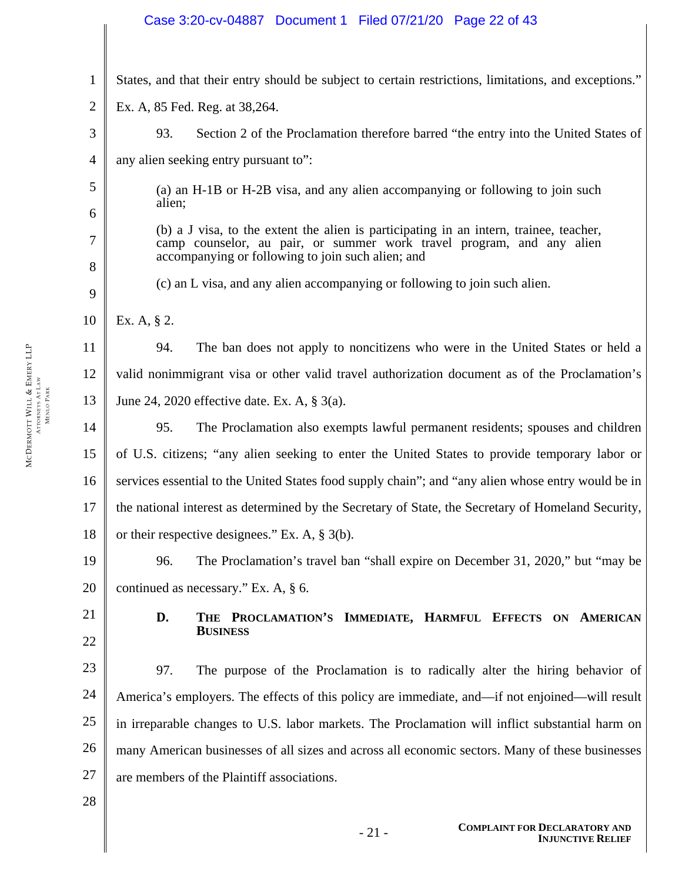States, and that their entry should be subject to certain restrictions, limitations, and exceptions." Ex. A, 85 Fed. Reg. at 38,264.

93. Section 2 of the Proclamation therefore barred "the entry into the United States of any alien seeking entry pursuant to":

> (a) an H-1B or H-2B visa, and any alien accompanying or following to join such alien;
>
> (b) a J visa, to the extent the alien is participating in an intern, trainee, teacher, camp counselor, au pair, or summer work travel program, and any alien accompanying or following to join such alien; and
>
> (c) an L visa, and any alien accompanying or following to join such alien.

Ex. A, § 2.

94. The ban does not apply to noncitizens who were in the United States or held a valid nonimmigrant visa or other valid travel authorization document as of the Proclamation's June 24, 2020 effective date. Ex. A, § 3(a).

95. The Proclamation also exempts lawful permanent residents; spouses and children of U.S. citizens; "any alien seeking to enter the United States to provide temporary labor or services essential to the United States food supply chain"; and "any alien whose entry would be in the national interest as determined by the Secretary of State, the Secretary of Homeland Security, or their respective designees." Ex. A, § 3(b).

96. The Proclamation's travel ban "shall expire on December 31, 2020," but "may be continued as necessary." Ex. A, § 6.

### D. The Proclamation's Immediate, Harmful Effects on American Business

97. The purpose of the Proclamation is to radically alter the hiring behavior of America's employers. The effects of this policy are immediate, and—if not enjoined—will result in irreparable changes to U.S. labor markets. The Proclamation will inflict substantial harm on many American businesses of all sizes and across all economic sectors. Many of these businesses are members of the Plaintiff associations.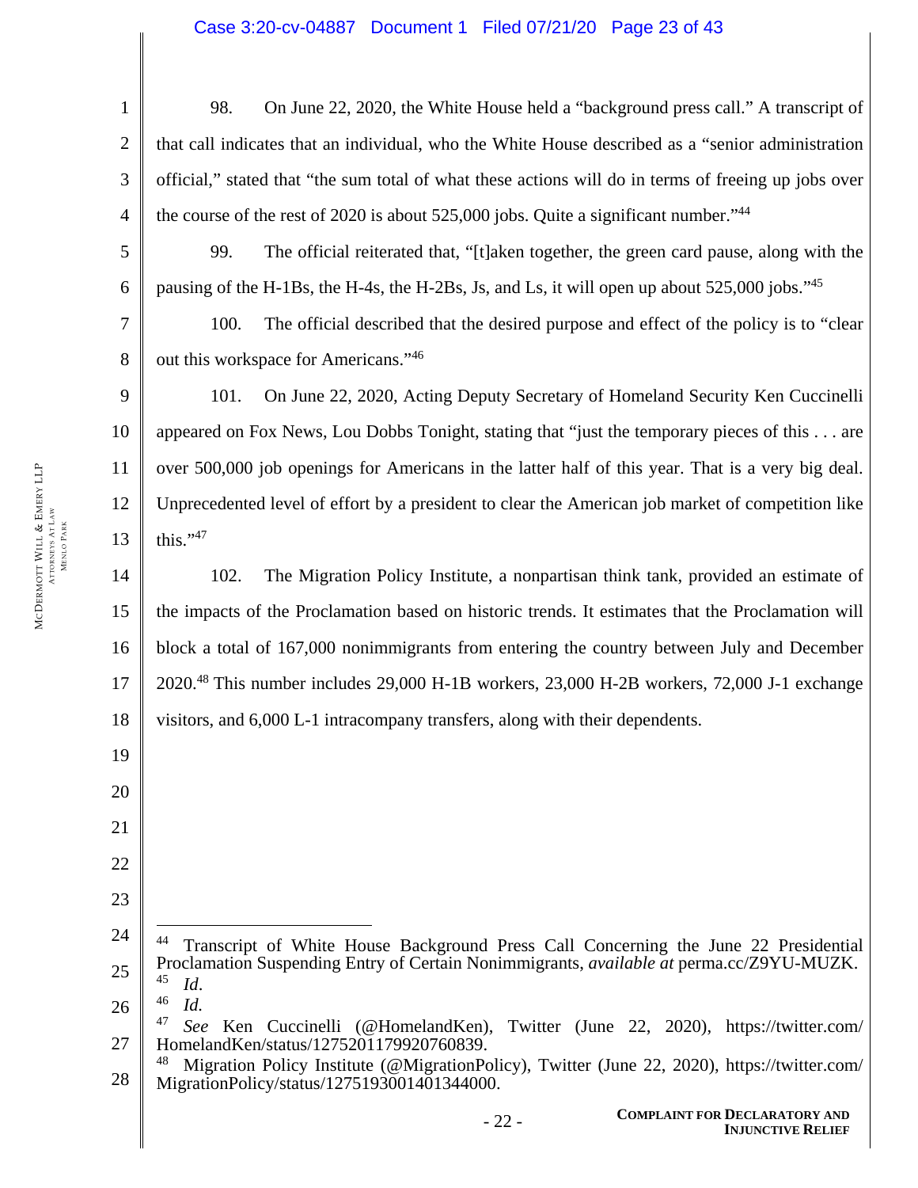98. On June 22, 2020, the White House held a "background press call." A transcript of that call indicates that an individual, who the White House described as a "senior administration official," stated that "the sum total of what these actions will do in terms of freeing up jobs over the course of the rest of 2020 is about 525,000 jobs. Quite a significant number."[44]

99. The official reiterated that, "[t]aken together, the green card pause, along with the pausing of the H-1Bs, the H-4s, the H-2Bs, Js, and Ls, it will open up about 525,000 jobs."[45]

100. The official described that the desired purpose and effect of the policy is to "clear out this workspace for Americans."[46]

101. On June 22, 2020, Acting Deputy Secretary of Homeland Security Ken Cuccinelli appeared on Fox News, Lou Dobbs Tonight, stating that "just the temporary pieces of this . . . are over 500,000 job openings for Americans in the latter half of this year. That is a very big deal. Unprecedented level of effort by a president to clear the American job market of competition like this."[47]

102. The Migration Policy Institute, a nonpartisan think tank, provided an estimate of the impacts of the Proclamation based on historic trends. It estimates that the Proclamation will block a total of 167,000 nonimmigrants from entering the country between July and December 2020.[48] This number includes 29,000 H-1B workers, 23,000 H-2B workers, 72,000 J-1 exchange visitors, and 6,000 L-1 intracompany transfers, along with their dependents.

---

[44] Transcript of White House Background Press Call Concerning the June 22 Presidential Proclamation Suspending Entry of Certain Nonimmigrants, *available at* perma.cc/Z9YU-MUZK.

[45] *Id*.

[46] *Id.*

[47] *See* Ken Cuccinelli (@HomelandKen), Twitter (June 22, 2020), https://twitter.com/HomelandKen/status/1275201179920760839.

[48] Migration Policy Institute (@MigrationPolicy), Twitter (June 22, 2020), https://twitter.com/MigrationPolicy/status/1275193001401344000.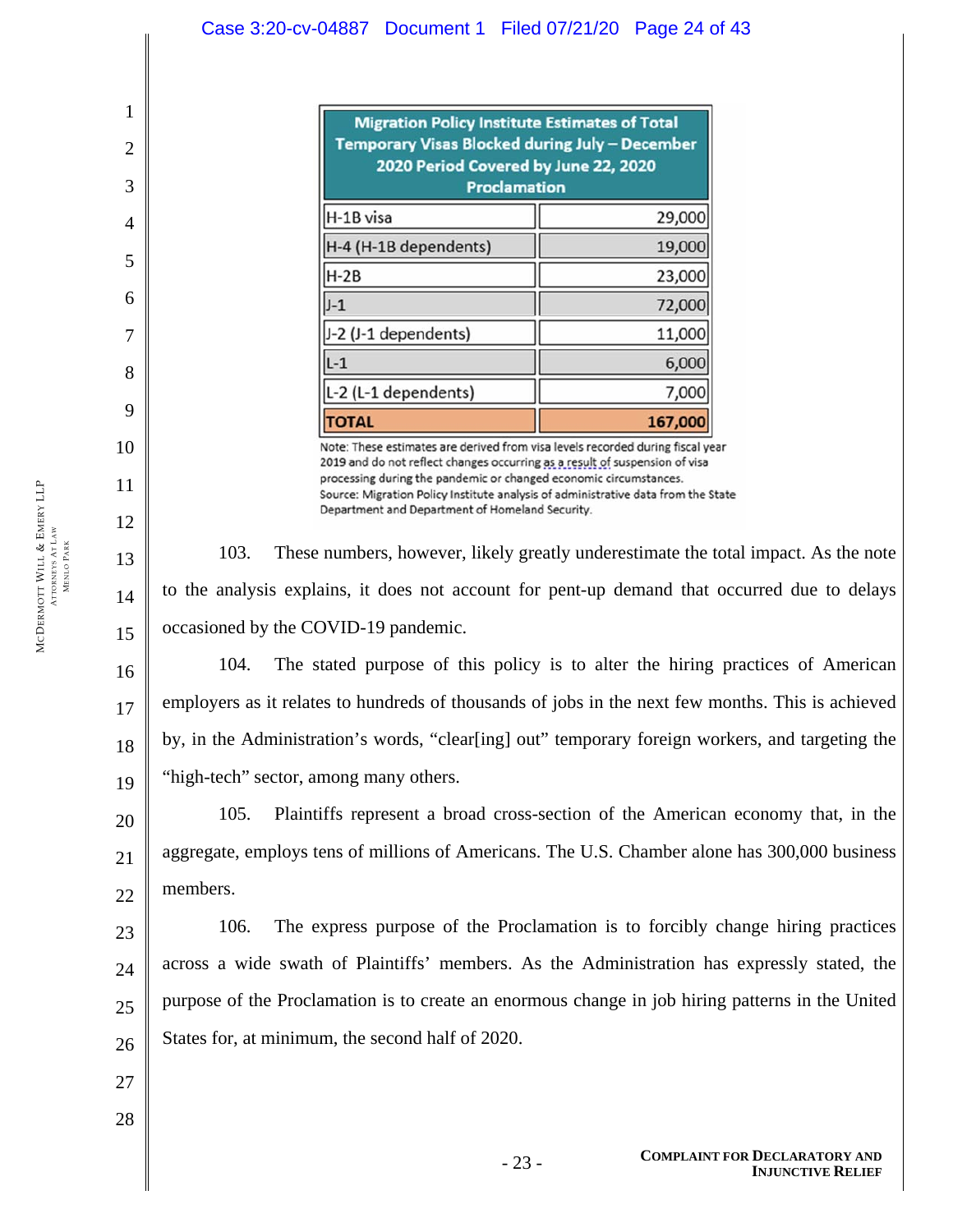| Migration Policy Institute Estimates of Total Temporary Visas Blocked during July – December 2020 Period Covered by June 22, 2020 Proclamation | |
|---|---|
| H-1B visa | 29,000 |
| H-4 (H-1B dependents) | 19,000 |
| H-2B | 23,000 |
| J-1 | 72,000 |
| J-2 (J-1 dependents) | 11,000 |
| L-1 | 6,000 |
| L-2 (L-1 dependents) | 7,000 |
| **TOTAL** | **167,000** |

Note: These estimates are derived from visa levels recorded during fiscal year 2019 and do not reflect changes occurring as a result of suspension of visa processing during the pandemic or changed economic circumstances.
Source: Migration Policy Institute analysis of administrative data from the State Department and Department of Homeland Security.

103. These numbers, however, likely greatly underestimate the total impact. As the note to the analysis explains, it does not account for pent-up demand that occurred due to delays occasioned by the COVID-19 pandemic.

104. The stated purpose of this policy is to alter the hiring practices of American employers as it relates to hundreds of thousands of jobs in the next few months. This is achieved by, in the Administration's words, "clear[ing] out" temporary foreign workers, and targeting the "high-tech" sector, among many others.

105. Plaintiffs represent a broad cross-section of the American economy that, in the aggregate, employs tens of millions of Americans. The U.S. Chamber alone has 300,000 business members.

106. The express purpose of the Proclamation is to forcibly change hiring practices across a wide swath of Plaintiffs' members. As the Administration has expressly stated, the purpose of the Proclamation is to create an enormous change in job hiring patterns in the United States for, at minimum, the second half of 2020.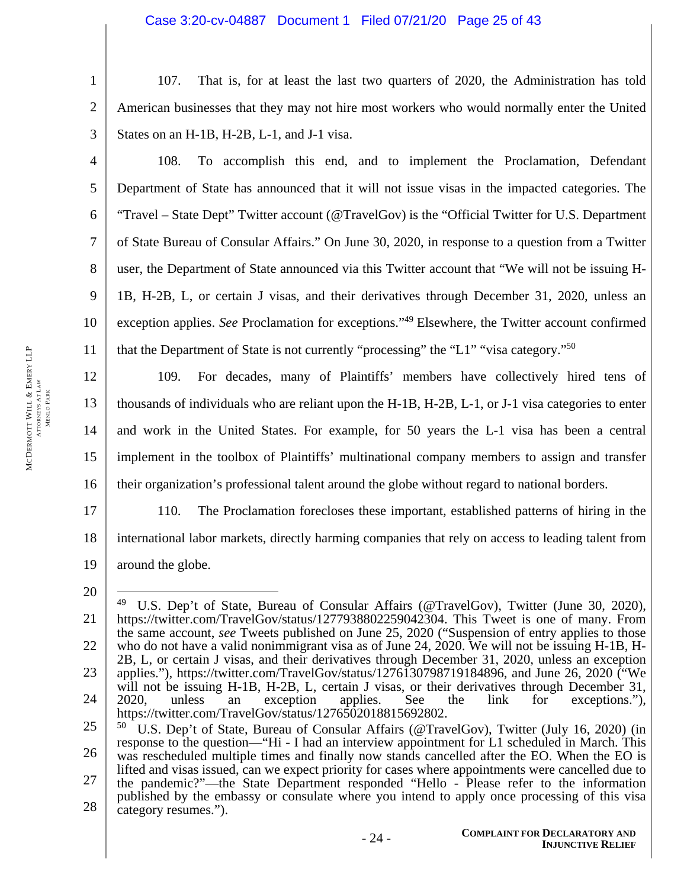107. That is, for at least the last two quarters of 2020, the Administration has told American businesses that they may not hire most workers who would normally enter the United States on an H-1B, H-2B, L-1, and J-1 visa.

108. To accomplish this end, and to implement the Proclamation, Defendant Department of State has announced that it will not issue visas in the impacted categories. The "Travel – State Dept" Twitter account (@TravelGov) is the "Official Twitter for U.S. Department of State Bureau of Consular Affairs." On June 30, 2020, in response to a question from a Twitter user, the Department of State announced via this Twitter account that "We will not be issuing H-1B, H-2B, L, or certain J visas, and their derivatives through December 31, 2020, unless an exception applies. *See* Proclamation for exceptions."[49] Elsewhere, the Twitter account confirmed that the Department of State is not currently "processing" the "L1" "visa category."[50]

109. For decades, many of Plaintiffs' members have collectively hired tens of thousands of individuals who are reliant upon the H-1B, H-2B, L-1, or J-1 visa categories to enter and work in the United States. For example, for 50 years the L-1 visa has been a central implement in the toolbox of Plaintiffs' multinational company members to assign and transfer their organization's professional talent around the globe without regard to national borders.

110. The Proclamation forecloses these important, established patterns of hiring in the international labor markets, directly harming companies that rely on access to leading talent from around the globe.

---

[49] U.S. Dep't of State, Bureau of Consular Affairs (@TravelGov), Twitter (June 30, 2020), https://twitter.com/TravelGov/status/1277938802259042304. This Tweet is one of many. From the same account, *see* Tweets published on June 25, 2020 ("Suspension of entry applies to those who do not have a valid nonimmigrant visa as of June 24, 2020. We will not be issuing H-1B, H-2B, L, or certain J visas, and their derivatives through December 31, 2020, unless an exception applies."), https://twitter.com/TravelGov/status/1276130798719184896, and June 26, 2020 ("We will not be issuing H-1B, H-2B, L, certain J visas, or their derivatives through December 31, 2020, unless an exception applies. See the link for exceptions."), https://twitter.com/TravelGov/status/1276502018815692802.

[50] U.S. Dep't of State, Bureau of Consular Affairs (@TravelGov), Twitter (July 16, 2020) (in response to the question—"Hi - I had an interview appointment for L1 scheduled in March. This was rescheduled multiple times and finally now stands cancelled after the EO. When the EO is lifted and visas issued, can we expect priority for cases where appointments were cancelled due to the pandemic?"—the State Department responded "Hello - Please refer to the information published by the embassy or consulate where you intend to apply once processing of this visa category resumes.").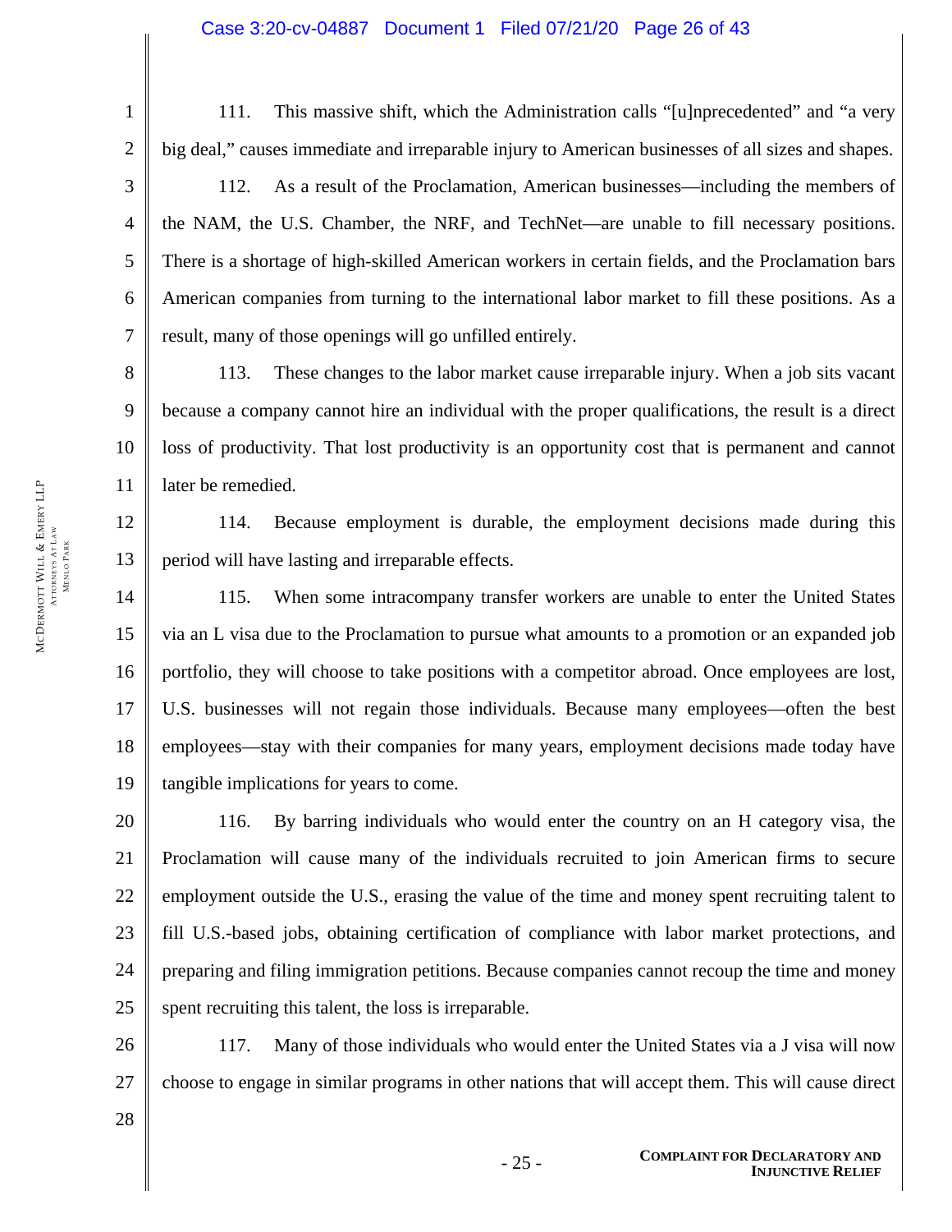111. This massive shift, which the Administration calls "[u]nprecedented" and "a very big deal," causes immediate and irreparable injury to American businesses of all sizes and shapes.

112. As a result of the Proclamation, American businesses—including the members of the NAM, the U.S. Chamber, the NRF, and TechNet—are unable to fill necessary positions. There is a shortage of high-skilled American workers in certain fields, and the Proclamation bars American companies from turning to the international labor market to fill these positions. As a result, many of those openings will go unfilled entirely.

113. These changes to the labor market cause irreparable injury. When a job sits vacant because a company cannot hire an individual with the proper qualifications, the result is a direct loss of productivity. That lost productivity is an opportunity cost that is permanent and cannot later be remedied.

114. Because employment is durable, the employment decisions made during this period will have lasting and irreparable effects.

115. When some intracompany transfer workers are unable to enter the United States via an L visa due to the Proclamation to pursue what amounts to a promotion or an expanded job portfolio, they will choose to take positions with a competitor abroad. Once employees are lost, U.S. businesses will not regain those individuals. Because many employees—often the best employees—stay with their companies for many years, employment decisions made today have tangible implications for years to come.

116. By barring individuals who would enter the country on an H category visa, the Proclamation will cause many of the individuals recruited to join American firms to secure employment outside the U.S., erasing the value of the time and money spent recruiting talent to fill U.S.-based jobs, obtaining certification of compliance with labor market protections, and preparing and filing immigration petitions. Because companies cannot recoup the time and money spent recruiting this talent, the loss is irreparable.

117. Many of those individuals who would enter the United States via a J visa will now choose to engage in similar programs in other nations that will accept them. This will cause direct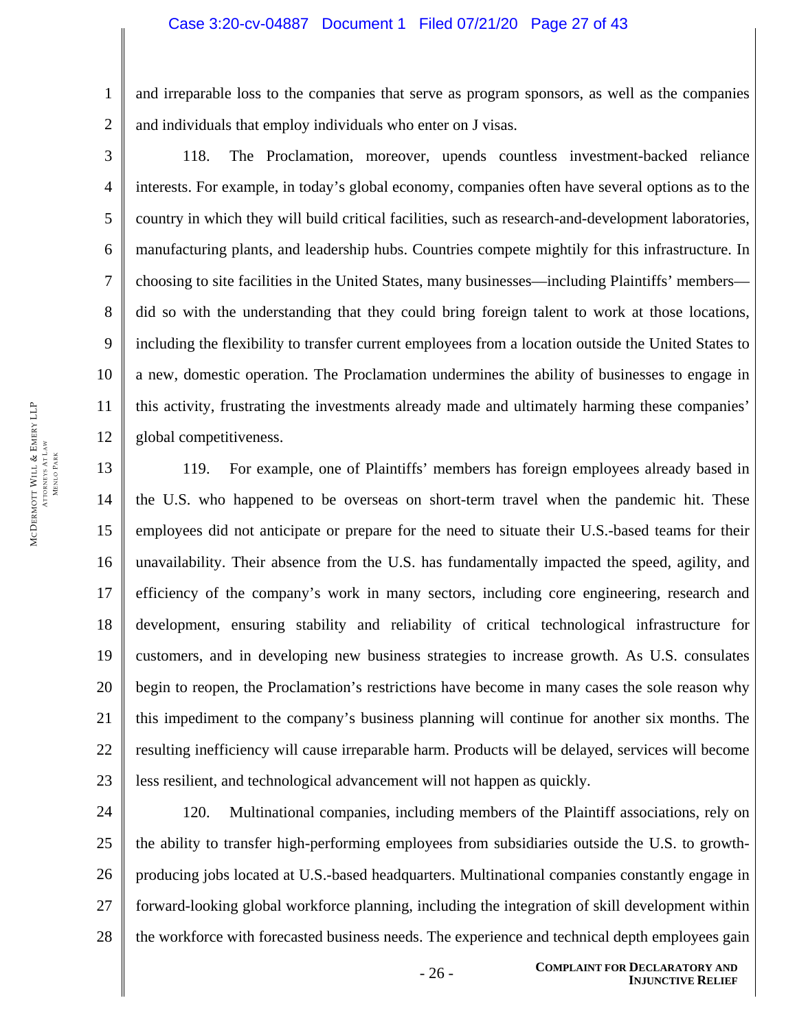and irreparable loss to the companies that serve as program sponsors, as well as the companies and individuals that employ individuals who enter on J visas.

118. The Proclamation, moreover, upends countless investment-backed reliance interests. For example, in today's global economy, companies often have several options as to the country in which they will build critical facilities, such as research-and-development laboratories, manufacturing plants, and leadership hubs. Countries compete mightily for this infrastructure. In choosing to site facilities in the United States, many businesses—including Plaintiffs' members—did so with the understanding that they could bring foreign talent to work at those locations, including the flexibility to transfer current employees from a location outside the United States to a new, domestic operation. The Proclamation undermines the ability of businesses to engage in this activity, frustrating the investments already made and ultimately harming these companies' global competitiveness.

119. For example, one of Plaintiffs' members has foreign employees already based in the U.S. who happened to be overseas on short-term travel when the pandemic hit. These employees did not anticipate or prepare for the need to situate their U.S.-based teams for their unavailability. Their absence from the U.S. has fundamentally impacted the speed, agility, and efficiency of the company's work in many sectors, including core engineering, research and development, ensuring stability and reliability of critical technological infrastructure for customers, and in developing new business strategies to increase growth. As U.S. consulates begin to reopen, the Proclamation's restrictions have become in many cases the sole reason why this impediment to the company's business planning will continue for another six months. The resulting inefficiency will cause irreparable harm. Products will be delayed, services will become less resilient, and technological advancement will not happen as quickly.

120. Multinational companies, including members of the Plaintiff associations, rely on the ability to transfer high-performing employees from subsidiaries outside the U.S. to growth-producing jobs located at U.S.-based headquarters. Multinational companies constantly engage in forward-looking global workforce planning, including the integration of skill development within the workforce with forecasted business needs. The experience and technical depth employees gain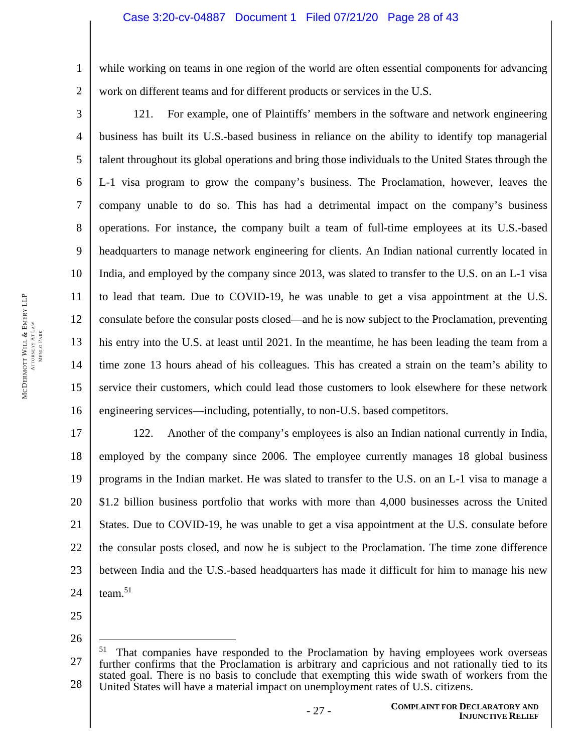while working on teams in one region of the world are often essential components for advancing work on different teams and for different products or services in the U.S.

121. For example, one of Plaintiffs' members in the software and network engineering business has built its U.S.-based business in reliance on the ability to identify top managerial talent throughout its global operations and bring those individuals to the United States through the L-1 visa program to grow the company's business. The Proclamation, however, leaves the company unable to do so. This has had a detrimental impact on the company's business operations. For instance, the company built a team of full-time employees at its U.S.-based headquarters to manage network engineering for clients. An Indian national currently located in India, and employed by the company since 2013, was slated to transfer to the U.S. on an L-1 visa to lead that team. Due to COVID-19, he was unable to get a visa appointment at the U.S. consulate before the consular posts closed—and he is now subject to the Proclamation, preventing his entry into the U.S. at least until 2021. In the meantime, he has been leading the team from a time zone 13 hours ahead of his colleagues. This has created a strain on the team's ability to service their customers, which could lead those customers to look elsewhere for these network engineering services—including, potentially, to non-U.S. based competitors.

122. Another of the company's employees is also an Indian national currently in India, employed by the company since 2006. The employee currently manages 18 global business programs in the Indian market. He was slated to transfer to the U.S. on an L-1 visa to manage a $1.2 billion business portfolio that works with more than 4,000 businesses across the United States. Due to COVID-19, he was unable to get a visa appointment at the U.S. consulate before the consular posts closed, and now he is subject to the Proclamation. The time zone difference between India and the U.S.-based headquarters has made it difficult for him to manage his new team.[51]

---

[51] That companies have responded to the Proclamation by having employees work overseas further confirms that the Proclamation is arbitrary and capricious and not rationally tied to its stated goal. There is no basis to conclude that exempting this wide swath of workers from the United States will have a material impact on unemployment rates of U.S. citizens.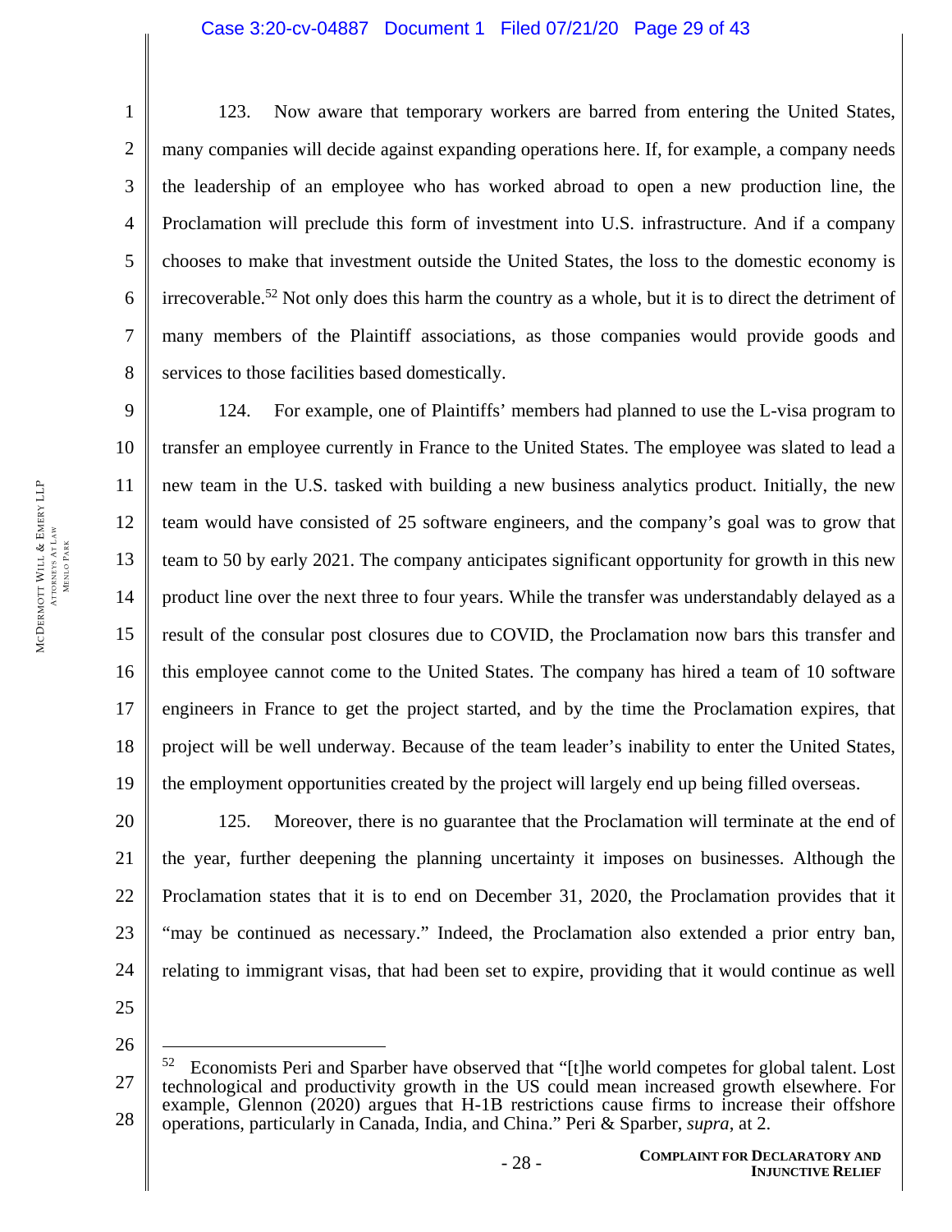123. Now aware that temporary workers are barred from entering the United States, many companies will decide against expanding operations here. If, for example, a company needs the leadership of an employee who has worked abroad to open a new production line, the Proclamation will preclude this form of investment into U.S. infrastructure. And if a company chooses to make that investment outside the United States, the loss to the domestic economy is irrecoverable.[52] Not only does this harm the country as a whole, but it is to direct the detriment of many members of the Plaintiff associations, as those companies would provide goods and services to those facilities based domestically.

124. For example, one of Plaintiffs' members had planned to use the L-visa program to transfer an employee currently in France to the United States. The employee was slated to lead a new team in the U.S. tasked with building a new business analytics product. Initially, the new team would have consisted of 25 software engineers, and the company's goal was to grow that team to 50 by early 2021. The company anticipates significant opportunity for growth in this new product line over the next three to four years. While the transfer was understandably delayed as a result of the consular post closures due to COVID, the Proclamation now bars this transfer and this employee cannot come to the United States. The company has hired a team of 10 software engineers in France to get the project started, and by the time the Proclamation expires, that project will be well underway. Because of the team leader's inability to enter the United States, the employment opportunities created by the project will largely end up being filled overseas.

125. Moreover, there is no guarantee that the Proclamation will terminate at the end of the year, further deepening the planning uncertainty it imposes on businesses. Although the Proclamation states that it is to end on December 31, 2020, the Proclamation provides that it "may be continued as necessary." Indeed, the Proclamation also extended a prior entry ban, relating to immigrant visas, that had been set to expire, providing that it would continue as well

---

[52] Economists Peri and Sparber have observed that "[t]he world competes for global talent. Lost technological and productivity growth in the US could mean increased growth elsewhere. For example, Glennon (2020) argues that H-1B restrictions cause firms to increase their offshore operations, particularly in Canada, India, and China." Peri & Sparber, *supra*, at 2.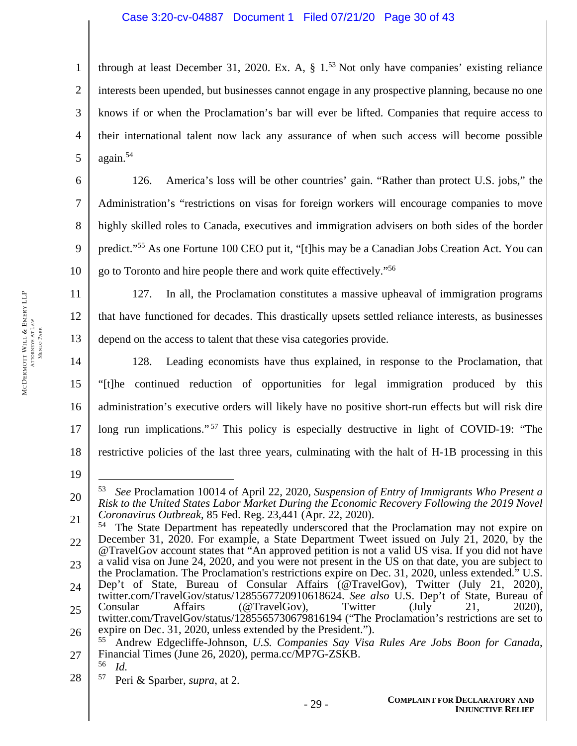through at least December 31, 2020. Ex. A, § 1.[53] Not only have companies' existing reliance interests been upended, but businesses cannot engage in any prospective planning, because no one knows if or when the Proclamation's bar will ever be lifted. Companies that require access to their international talent now lack any assurance of when such access will become possible again.[54]

126. America's loss will be other countries' gain. "Rather than protect U.S. jobs," the Administration's "restrictions on visas for foreign workers will encourage companies to move highly skilled roles to Canada, executives and immigration advisers on both sides of the border predict."[55] As one Fortune 100 CEO put it, "[t]his may be a Canadian Jobs Creation Act. You can go to Toronto and hire people there and work quite effectively."[56]

127. In all, the Proclamation constitutes a massive upheaval of immigration programs that have functioned for decades. This drastically upsets settled reliance interests, as businesses depend on the access to talent that these visa categories provide.

128. Leading economists have thus explained, in response to the Proclamation, that "[t]he continued reduction of opportunities for legal immigration produced by this administration's executive orders will likely have no positive short-run effects but will risk dire long run implications."[57] This policy is especially destructive in light of COVID-19: "The restrictive policies of the last three years, culminating with the halt of H-1B processing in this

---

[53] *See* Proclamation 10014 of April 22, 2020, *Suspension of Entry of Immigrants Who Present a Risk to the United States Labor Market During the Economic Recovery Following the 2019 Novel Coronavirus Outbreak*, 85 Fed. Reg. 23,441 (Apr. 22, 2020).

[54] The State Department has repeatedly underscored that the Proclamation may not expire on December 31, 2020. For example, a State Department Tweet issued on July 21, 2020, by the @TravelGov account states that "An approved petition is not a valid US visa. If you did not have a valid visa on June 24, 2020, and you were not present in the US on that date, you are subject to the Proclamation. The Proclamation's restrictions expire on Dec. 31, 2020, unless extended." U.S. Dep't of State, Bureau of Consular Affairs (@TravelGov), Twitter (July 21, 2020), twitter.com/TravelGov/status/1285567720910618624. *See also* U.S. Dep't of State, Bureau of Consular Affairs (@TravelGov), Twitter (July 21, 2020), twitter.com/TravelGov/status/1285565730679816194 ("The Proclamation's restrictions are set to expire on Dec. 31, 2020, unless extended by the President.").

[55] Andrew Edgecliffe-Johnson, *U.S. Companies Say Visa Rules Are Jobs Boon for Canada*, Financial Times (June 26, 2020), perma.cc/MP7G-ZSKB.

[56] *Id.*

[57] Peri & Sparber, *supra*, at 2.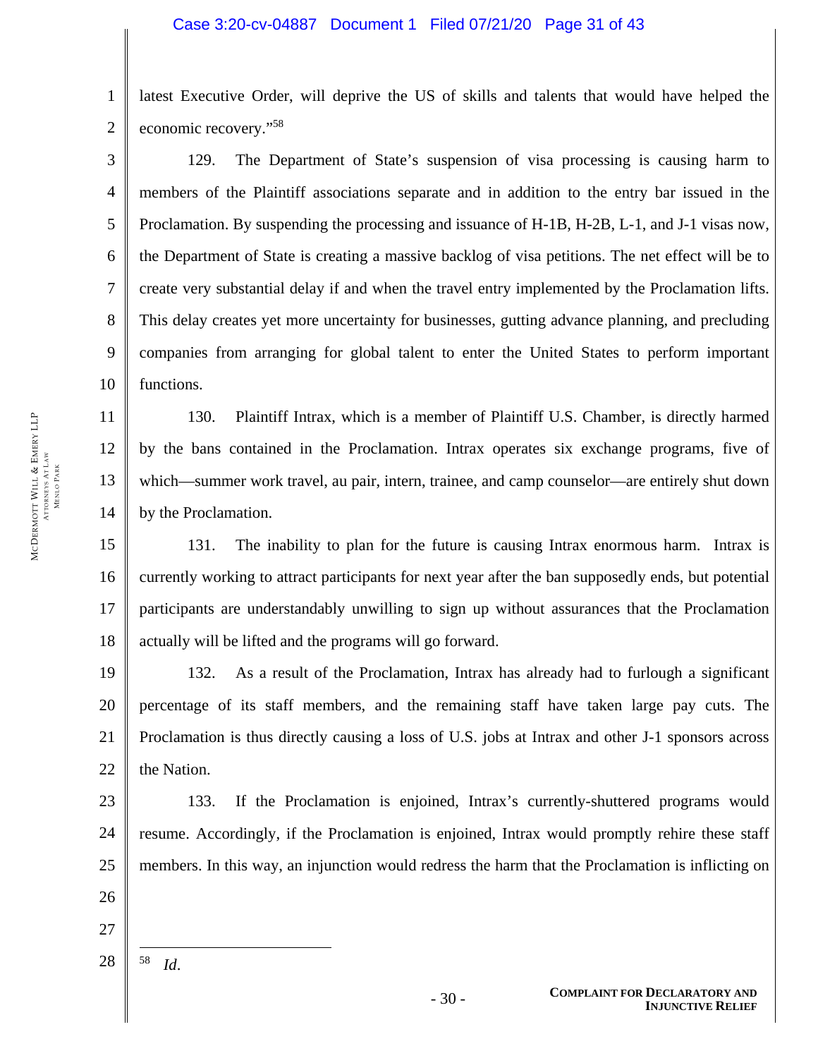latest Executive Order, will deprive the US of skills and talents that would have helped the economic recovery."[58]

129. The Department of State's suspension of visa processing is causing harm to members of the Plaintiff associations separate and in addition to the entry bar issued in the Proclamation. By suspending the processing and issuance of H-1B, H-2B, L-1, and J-1 visas now, the Department of State is creating a massive backlog of visa petitions. The net effect will be to create very substantial delay if and when the travel entry implemented by the Proclamation lifts. This delay creates yet more uncertainty for businesses, gutting advance planning, and precluding companies from arranging for global talent to enter the United States to perform important functions.

130. Plaintiff Intrax, which is a member of Plaintiff U.S. Chamber, is directly harmed by the bans contained in the Proclamation. Intrax operates six exchange programs, five of which—summer work travel, au pair, intern, trainee, and camp counselor—are entirely shut down by the Proclamation.

131. The inability to plan for the future is causing Intrax enormous harm. Intrax is currently working to attract participants for next year after the ban supposedly ends, but potential participants are understandably unwilling to sign up without assurances that the Proclamation actually will be lifted and the programs will go forward.

132. As a result of the Proclamation, Intrax has already had to furlough a significant percentage of its staff members, and the remaining staff have taken large pay cuts. The Proclamation is thus directly causing a loss of U.S. jobs at Intrax and other J-1 sponsors across the Nation.

133. If the Proclamation is enjoined, Intrax's currently-shuttered programs would resume. Accordingly, if the Proclamation is enjoined, Intrax would promptly rehire these staff members. In this way, an injunction would redress the harm that the Proclamation is inflicting on

---

[58] *Id.*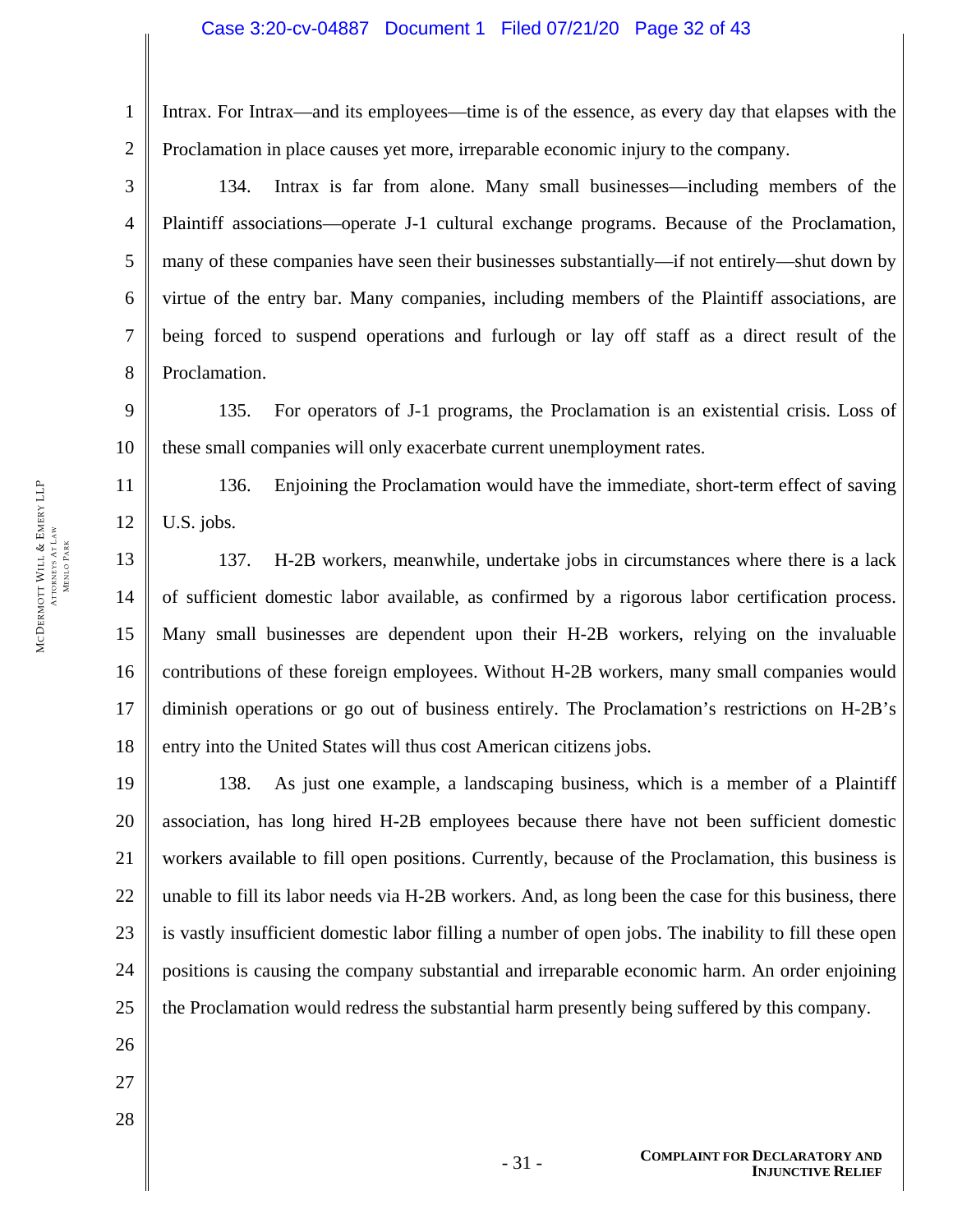Intrax. For Intrax—and its employees—time is of the essence, as every day that elapses with the Proclamation in place causes yet more, irreparable economic injury to the company.

134. Intrax is far from alone. Many small businesses—including members of the Plaintiff associations—operate J-1 cultural exchange programs. Because of the Proclamation, many of these companies have seen their businesses substantially—if not entirely—shut down by virtue of the entry bar. Many companies, including members of the Plaintiff associations, are being forced to suspend operations and furlough or lay off staff as a direct result of the Proclamation.

135. For operators of J-1 programs, the Proclamation is an existential crisis. Loss of these small companies will only exacerbate current unemployment rates.

136. Enjoining the Proclamation would have the immediate, short-term effect of saving U.S. jobs.

137. H-2B workers, meanwhile, undertake jobs in circumstances where there is a lack of sufficient domestic labor available, as confirmed by a rigorous labor certification process. Many small businesses are dependent upon their H-2B workers, relying on the invaluable contributions of these foreign employees. Without H-2B workers, many small companies would diminish operations or go out of business entirely. The Proclamation's restrictions on H-2B's entry into the United States will thus cost American citizens jobs.

138. As just one example, a landscaping business, which is a member of a Plaintiff association, has long hired H-2B employees because there have not been sufficient domestic workers available to fill open positions. Currently, because of the Proclamation, this business is unable to fill its labor needs via H-2B workers. And, as long been the case for this business, there is vastly insufficient domestic labor filling a number of open jobs. The inability to fill these open positions is causing the company substantial and irreparable economic harm. An order enjoining the Proclamation would redress the substantial harm presently being suffered by this company.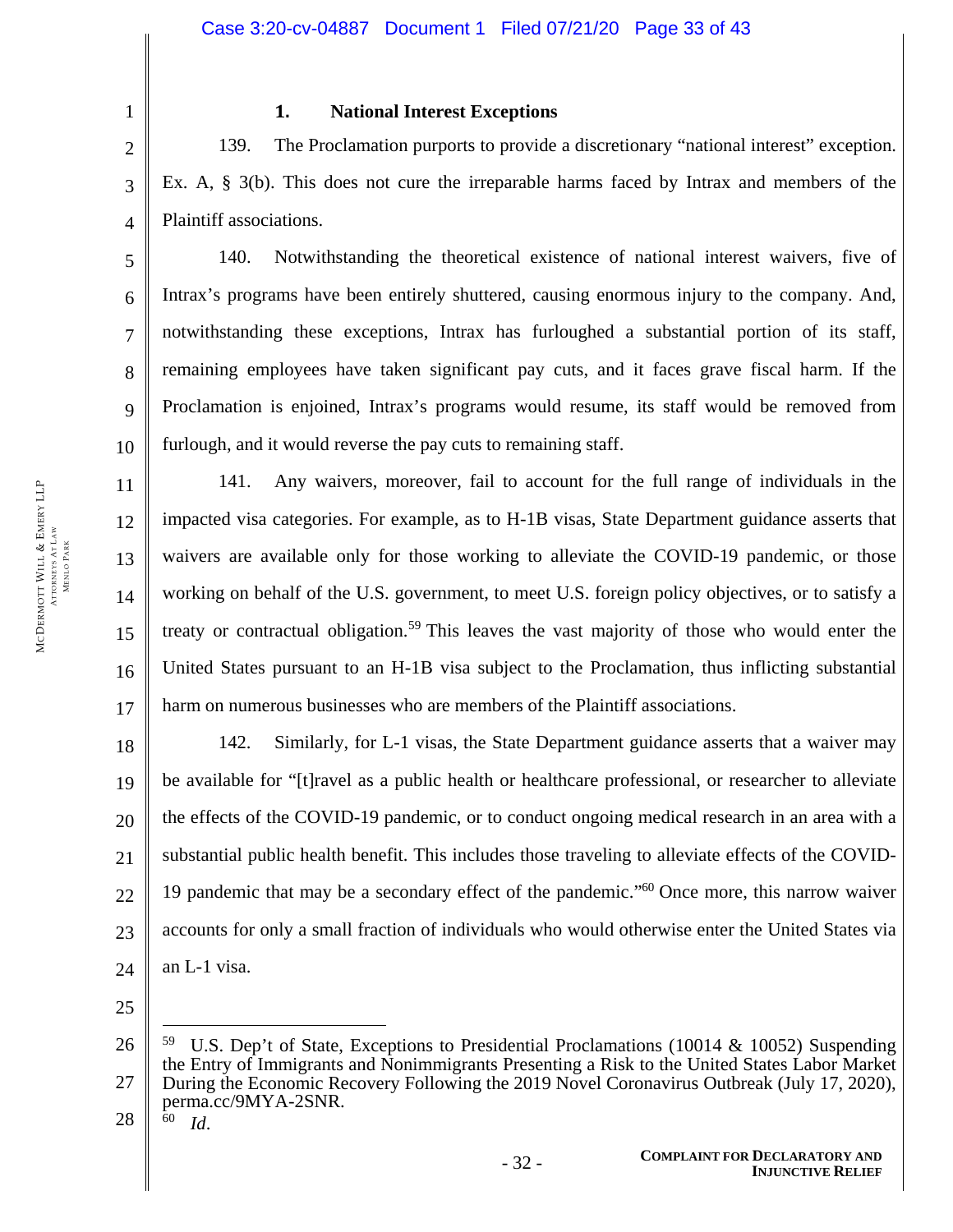### 1. National Interest Exceptions

139. The Proclamation purports to provide a discretionary “national interest” exception. Ex. A, § 3(b). This does not cure the irreparable harms faced by Intrax and members of the Plaintiff associations.

140. Notwithstanding the theoretical existence of national interest waivers, five of Intrax’s programs have been entirely shuttered, causing enormous injury to the company. And, notwithstanding these exceptions, Intrax has furloughed a substantial portion of its staff, remaining employees have taken significant pay cuts, and it faces grave fiscal harm. If the Proclamation is enjoined, Intrax’s programs would resume, its staff would be removed from furlough, and it would reverse the pay cuts to remaining staff.

141. Any waivers, moreover, fail to account for the full range of individuals in the impacted visa categories. For example, as to H-1B visas, State Department guidance asserts that waivers are available only for those working to alleviate the COVID-19 pandemic, or those working on behalf of the U.S. government, to meet U.S. foreign policy objectives, or to satisfy a treaty or contractual obligation.[59] This leaves the vast majority of those who would enter the United States pursuant to an H-1B visa subject to the Proclamation, thus inflicting substantial harm on numerous businesses who are members of the Plaintiff associations.

142. Similarly, for L-1 visas, the State Department guidance asserts that a waiver may be available for “[t]ravel as a public health or healthcare professional, or researcher to alleviate the effects of the COVID-19 pandemic, or to conduct ongoing medical research in an area with a substantial public health benefit. This includes those traveling to alleviate effects of the COVID-19 pandemic that may be a secondary effect of the pandemic.”[60] Once more, this narrow waiver accounts for only a small fraction of individuals who would otherwise enter the United States via an L-1 visa.

---

[59] U.S. Dep’t of State, Exceptions to Presidential Proclamations (10014 & 10052) Suspending the Entry of Immigrants and Nonimmigrants Presenting a Risk to the United States Labor Market During the Economic Recovery Following the 2019 Novel Coronavirus Outbreak (July 17, 2020), perma.cc/9MYA-2SNR.

[60] *Id*.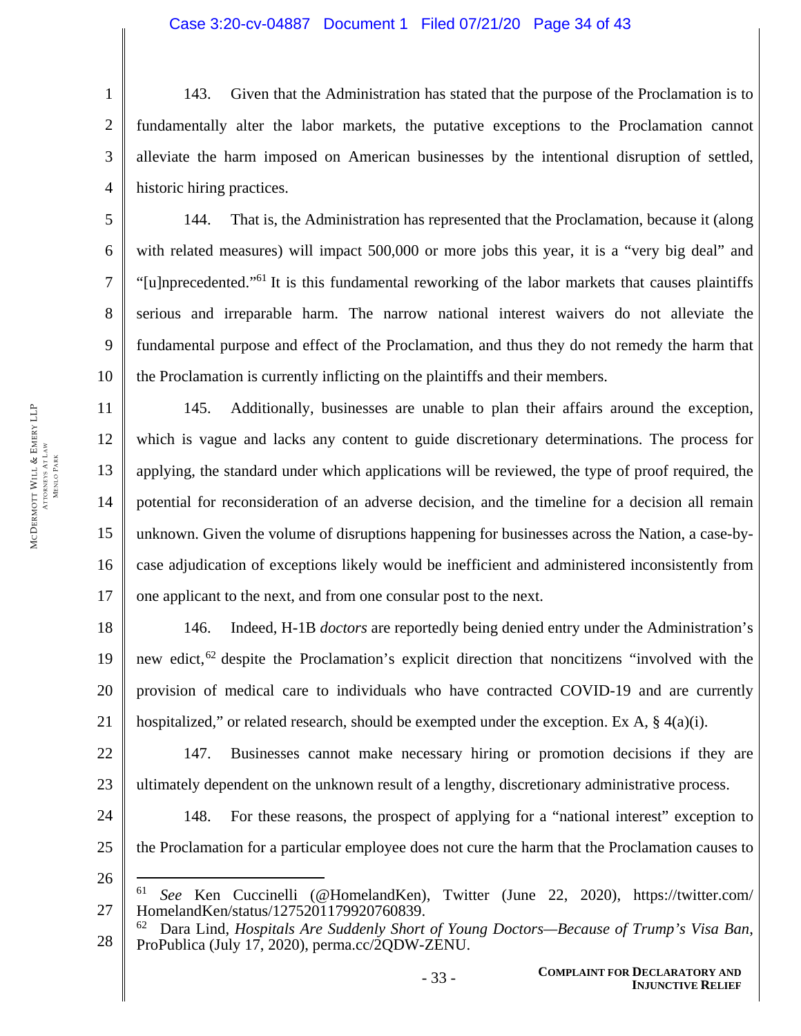143. Given that the Administration has stated that the purpose of the Proclamation is to fundamentally alter the labor markets, the putative exceptions to the Proclamation cannot alleviate the harm imposed on American businesses by the intentional disruption of settled, historic hiring practices.

144. That is, the Administration has represented that the Proclamation, because it (along with related measures) will impact 500,000 or more jobs this year, it is a "very big deal" and "[u]nprecedented."[61] It is this fundamental reworking of the labor markets that causes plaintiffs serious and irreparable harm. The narrow national interest waivers do not alleviate the fundamental purpose and effect of the Proclamation, and thus they do not remedy the harm that the Proclamation is currently inflicting on the plaintiffs and their members.

145. Additionally, businesses are unable to plan their affairs around the exception, which is vague and lacks any content to guide discretionary determinations. The process for applying, the standard under which applications will be reviewed, the type of proof required, the potential for reconsideration of an adverse decision, and the timeline for a decision all remain unknown. Given the volume of disruptions happening for businesses across the Nation, a case-by-case adjudication of exceptions likely would be inefficient and administered inconsistently from one applicant to the next, and from one consular post to the next.

146. Indeed, H-1B *doctors* are reportedly being denied entry under the Administration's new edict,[62] despite the Proclamation's explicit direction that noncitizens "involved with the provision of medical care to individuals who have contracted COVID-19 and are currently hospitalized," or related research, should be exempted under the exception. Ex A, § 4(a)(i).

147. Businesses cannot make necessary hiring or promotion decisions if they are ultimately dependent on the unknown result of a lengthy, discretionary administrative process.

148. For these reasons, the prospect of applying for a "national interest" exception to the Proclamation for a particular employee does not cure the harm that the Proclamation causes to

---

[61] *See* Ken Cuccinelli (@HomelandKen), Twitter (June 22, 2020), https://twitter.com/HomelandKen/status/1275201179920760839.

[62] Dara Lind, *Hospitals Are Suddenly Short of Young Doctors—Because of Trump's Visa Ban*, ProPublica (July 17, 2020), perma.cc/2QDW-ZENU.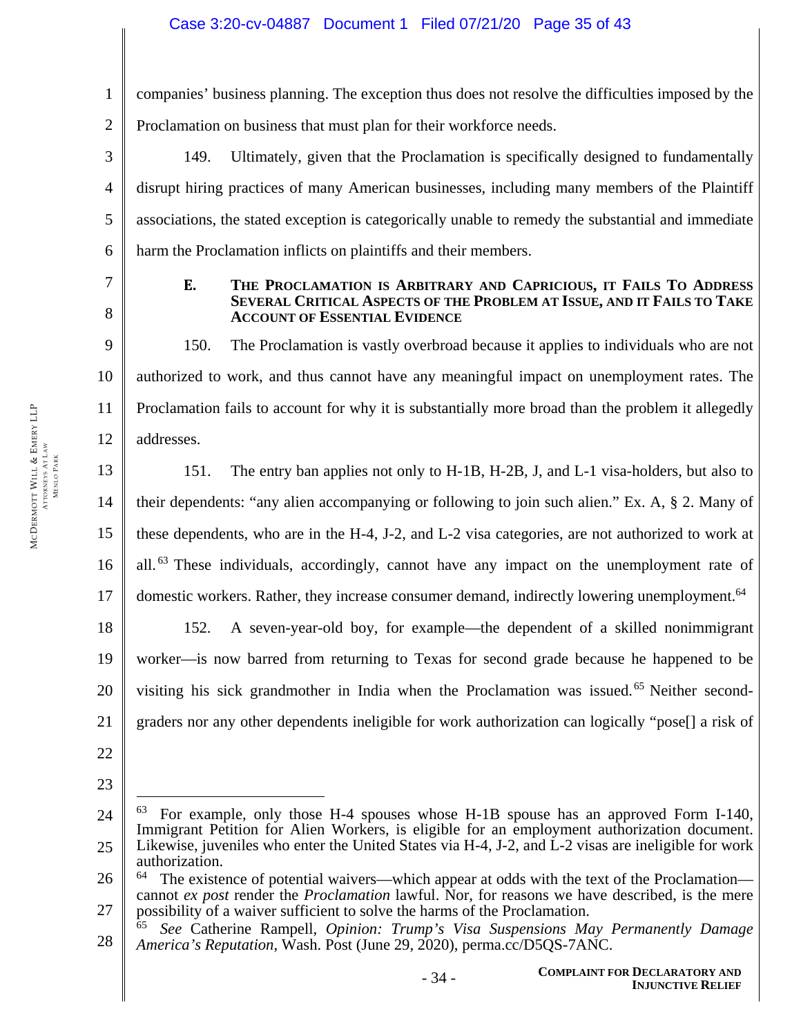companies' business planning. The exception thus does not resolve the difficulties imposed by the Proclamation on business that must plan for their workforce needs.

149. Ultimately, given that the Proclamation is specifically designed to fundamentally disrupt hiring practices of many American businesses, including many members of the Plaintiff associations, the stated exception is categorically unable to remedy the substantial and immediate harm the Proclamation inflicts on plaintiffs and their members.

### E. THE PROCLAMATION IS ARBITRARY AND CAPRICIOUS, IT FAILS TO ADDRESS SEVERAL CRITICAL ASPECTS OF THE PROBLEM AT ISSUE, AND IT FAILS TO TAKE ACCOUNT OF ESSENTIAL EVIDENCE

150. The Proclamation is vastly overbroad because it applies to individuals who are not authorized to work, and thus cannot have any meaningful impact on unemployment rates. The Proclamation fails to account for why it is substantially more broad than the problem it allegedly addresses.

151. The entry ban applies not only to H-1B, H-2B, J, and L-1 visa-holders, but also to their dependents: "any alien accompanying or following to join such alien." Ex. A, § 2. Many of these dependents, who are in the H-4, J-2, and L-2 visa categories, are not authorized to work at all.[63] These individuals, accordingly, cannot have any impact on the unemployment rate of domestic workers. Rather, they increase consumer demand, indirectly lowering unemployment.[64]

152. A seven-year-old boy, for example—the dependent of a skilled nonimmigrant worker—is now barred from returning to Texas for second grade because he happened to be visiting his sick grandmother in India when the Proclamation was issued.[65] Neither second-graders nor any other dependents ineligible for work authorization can logically "pose[] a risk of

---

[63] For example, only those H-4 spouses whose H-1B spouse has an approved Form I-140, Immigrant Petition for Alien Workers, is eligible for an employment authorization document. Likewise, juveniles who enter the United States via H-4, J-2, and L-2 visas are ineligible for work authorization.

[64] The existence of potential waivers—which appear at odds with the text of the Proclamation—cannot *ex post* render the *Proclamation* lawful. Nor, for reasons we have described, is the mere possibility of a waiver sufficient to solve the harms of the Proclamation.

[65] *See* Catherine Rampell, *Opinion: Trump's Visa Suspensions May Permanently Damage America's Reputation*, Wash. Post (June 29, 2020), perma.cc/D5QS-7ANC.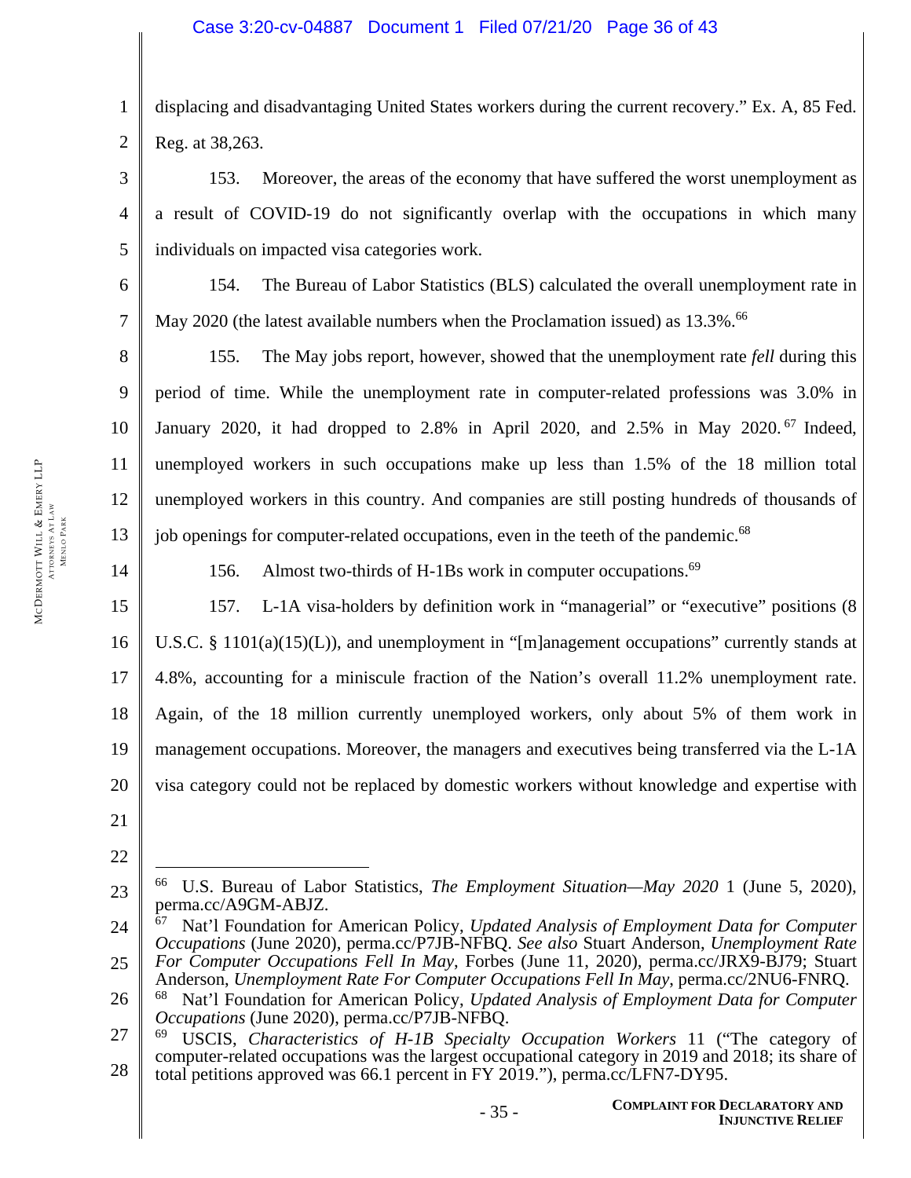displacing and disadvantaging United States workers during the current recovery." Ex. A, 85 Fed. Reg. at 38,263.

153. Moreover, the areas of the economy that have suffered the worst unemployment as a result of COVID-19 do not significantly overlap with the occupations in which many individuals on impacted visa categories work.

154. The Bureau of Labor Statistics (BLS) calculated the overall unemployment rate in May 2020 (the latest available numbers when the Proclamation issued) as 13.3%.[66]

155. The May jobs report, however, showed that the unemployment rate *fell* during this period of time. While the unemployment rate in computer-related professions was 3.0% in January 2020, it had dropped to 2.8% in April 2020, and 2.5% in May 2020.[67] Indeed, unemployed workers in such occupations make up less than 1.5% of the 18 million total unemployed workers in this country. And companies are still posting hundreds of thousands of job openings for computer-related occupations, even in the teeth of the pandemic.[68]

156. Almost two-thirds of H-1Bs work in computer occupations.[69]

157. L-1A visa-holders by definition work in "managerial" or "executive" positions (8 U.S.C. § 1101(a)(15)(L)), and unemployment in "[m]anagement occupations" currently stands at 4.8%, accounting for a miniscule fraction of the Nation's overall 11.2% unemployment rate. Again, of the 18 million currently unemployed workers, only about 5% of them work in management occupations. Moreover, the managers and executives being transferred via the L-1A visa category could not be replaced by domestic workers without knowledge and expertise with

---

[66] U.S. Bureau of Labor Statistics, *The Employment Situation—May 2020* 1 (June 5, 2020), perma.cc/A9GM-ABJZ.

[67] Nat'l Foundation for American Policy, *Updated Analysis of Employment Data for Computer Occupations* (June 2020), perma.cc/P7JB-NFBQ. *See also* Stuart Anderson, *Unemployment Rate For Computer Occupations Fell In May*, Forbes (June 11, 2020), perma.cc/JRX9-BJ79; Stuart Anderson, *Unemployment Rate For Computer Occupations Fell In May*, perma.cc/2NU6-FNRQ.

[68] Nat'l Foundation for American Policy, *Updated Analysis of Employment Data for Computer Occupations* (June 2020), perma.cc/P7JB-NFBQ.

[69] USCIS, *Characteristics of H-1B Specialty Occupation Workers* 11 ("The category of computer-related occupations was the largest occupational category in 2019 and 2018; its share of total petitions approved was 66.1 percent in FY 2019."), perma.cc/LFN7-DY95.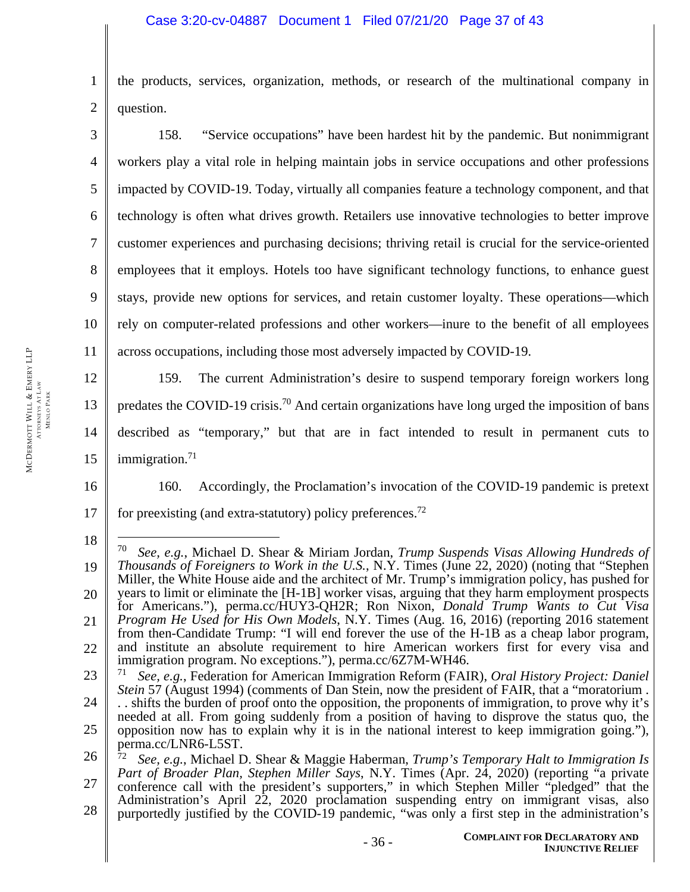the products, services, organization, methods, or research of the multinational company in question.

158. "Service occupations" have been hardest hit by the pandemic. But nonimmigrant workers play a vital role in helping maintain jobs in service occupations and other professions impacted by COVID-19. Today, virtually all companies feature a technology component, and that technology is often what drives growth. Retailers use innovative technologies to better improve customer experiences and purchasing decisions; thriving retail is crucial for the service-oriented employees that it employs. Hotels too have significant technology functions, to enhance guest stays, provide new options for services, and retain customer loyalty. These operations—which rely on computer-related professions and other workers—inure to the benefit of all employees across occupations, including those most adversely impacted by COVID-19.

159. The current Administration's desire to suspend temporary foreign workers long predates the COVID-19 crisis.[70] And certain organizations have long urged the imposition of bans described as "temporary," but that are in fact intended to result in permanent cuts to immigration.[71]

160. Accordingly, the Proclamation's invocation of the COVID-19 pandemic is pretext for preexisting (and extra-statutory) policy preferences.[72]

---

[70] *See, e.g.*, Michael D. Shear & Miriam Jordan, *Trump Suspends Visas Allowing Hundreds of Thousands of Foreigners to Work in the U.S.*, N.Y. Times (June 22, 2020) (noting that "Stephen Miller, the White House aide and the architect of Mr. Trump's immigration policy, has pushed for years to limit or eliminate the [H-1B] worker visas, arguing that they harm employment prospects for Americans."), perma.cc/HUY3-QH2R; Ron Nixon, *Donald Trump Wants to Cut Visa Program He Used for His Own Models*, N.Y. Times (Aug. 16, 2016) (reporting 2016 statement from then-Candidate Trump: "I will end forever the use of the H-1B as a cheap labor program, and institute an absolute requirement to hire American workers first for every visa and immigration program. No exceptions."), perma.cc/6Z7M-WH46.

[71] *See, e.g.*, Federation for American Immigration Reform (FAIR), *Oral History Project: Daniel Stein* 57 (August 1994) (comments of Dan Stein, now the president of FAIR, that a "moratorium . . . shifts the burden of proof onto the opposition, the proponents of immigration, to prove why it's needed at all. From going suddenly from a position of having to disprove the status quo, the opposition now has to explain why it is in the national interest to keep immigration going."), perma.cc/LNR6-L5ST.

[72] *See, e.g.*, Michael D. Shear & Maggie Haberman, *Trump's Temporary Halt to Immigration Is Part of Broader Plan, Stephen Miller Says*, N.Y. Times (Apr. 24, 2020) (reporting "a private conference call with the president's supporters," in which Stephen Miller "pledged" that the Administration's April 22, 2020 proclamation suspending entry on immigrant visas, also purportedly justified by the COVID-19 pandemic, "was only a first step in the administration's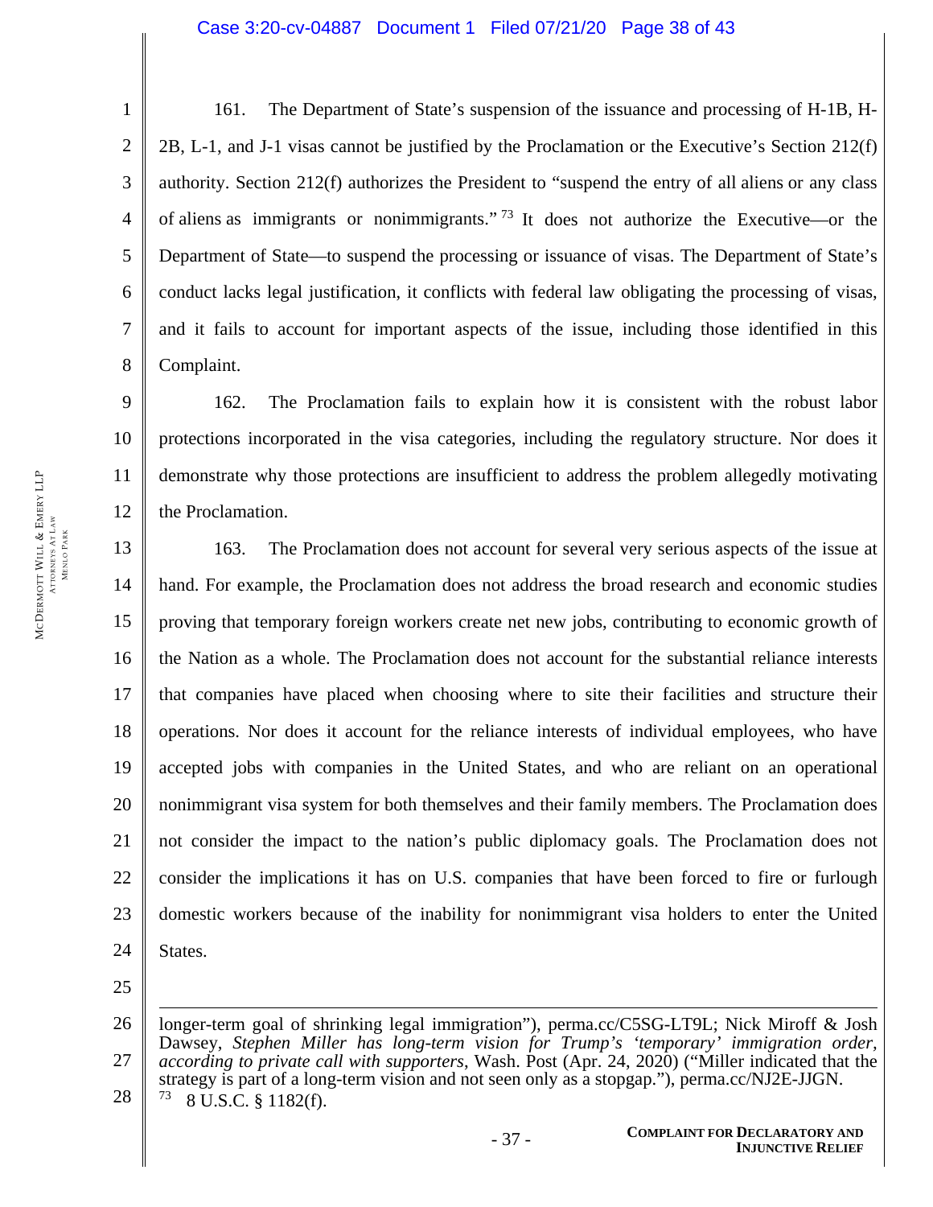161. The Department of State's suspension of the issuance and processing of H-1B, H-2B, L-1, and J-1 visas cannot be justified by the Proclamation or the Executive's Section 212(f) authority. Section 212(f) authorizes the President to "suspend the entry of all aliens or any class of aliens as immigrants or nonimmigrants."[73] It does not authorize the Executive—or the Department of State—to suspend the processing or issuance of visas. The Department of State's conduct lacks legal justification, it conflicts with federal law obligating the processing of visas, and it fails to account for important aspects of the issue, including those identified in this Complaint.

162. The Proclamation fails to explain how it is consistent with the robust labor protections incorporated in the visa categories, including the regulatory structure. Nor does it demonstrate why those protections are insufficient to address the problem allegedly motivating the Proclamation.

163. The Proclamation does not account for several very serious aspects of the issue at hand. For example, the Proclamation does not address the broad research and economic studies proving that temporary foreign workers create net new jobs, contributing to economic growth of the Nation as a whole. The Proclamation does not account for the substantial reliance interests that companies have placed when choosing where to site their facilities and structure their operations. Nor does it account for the reliance interests of individual employees, who have accepted jobs with companies in the United States, and who are reliant on an operational nonimmigrant visa system for both themselves and their family members. The Proclamation does not consider the impact to the nation's public diplomacy goals. The Proclamation does not consider the implications it has on U.S. companies that have been forced to fire or furlough domestic workers because of the inability for nonimmigrant visa holders to enter the United States.

---

longer-term goal of shrinking legal immigration"), perma.cc/C5SG-LT9L; Nick Miroff & Josh Dawsey, *Stephen Miller has long-term vision for Trump's 'temporary' immigration order, according to private call with supporters*, Wash. Post (Apr. 24, 2020) ("Miller indicated that the strategy is part of a long-term vision and not seen only as a stopgap."), perma.cc/NJ2E-JJGN.

[73] 8 U.S.C. § 1182(f).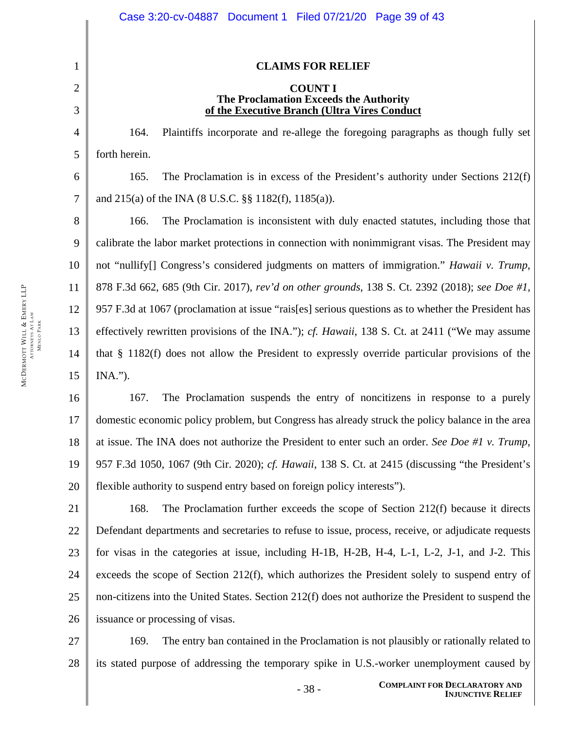## CLAIMS FOR RELIEF

### COUNT I
### The Proclamation Exceeds the Authority of the Executive Branch (Ultra Vires Conduct

164. Plaintiffs incorporate and re-allege the foregoing paragraphs as though fully set forth herein.

165. The Proclamation is in excess of the President's authority under Sections 212(f) and 215(a) of the INA (8 U.S.C. §§ 1182(f), 1185(a)).

166. The Proclamation is inconsistent with duly enacted statutes, including those that calibrate the labor market protections in connection with nonimmigrant visas. The President may not "nullify[] Congress's considered judgments on matters of immigration." *Hawaii v. Trump*, 878 F.3d 662, 685 (9th Cir. 2017), *rev'd on other grounds*, 138 S. Ct. 2392 (2018); *see Doe #1*, 957 F.3d at 1067 (proclamation at issue "rais[es] serious questions as to whether the President has effectively rewritten provisions of the INA."); *cf. Hawaii*, 138 S. Ct. at 2411 ("We may assume that § 1182(f) does not allow the President to expressly override particular provisions of the INA.").

167. The Proclamation suspends the entry of noncitizens in response to a purely domestic economic policy problem, but Congress has already struck the policy balance in the area at issue. The INA does not authorize the President to enter such an order. *See Doe #1 v. Trump*, 957 F.3d 1050, 1067 (9th Cir. 2020); *cf. Hawaii*, 138 S. Ct. at 2415 (discussing "the President's flexible authority to suspend entry based on foreign policy interests").

168. The Proclamation further exceeds the scope of Section 212(f) because it directs Defendant departments and secretaries to refuse to issue, process, receive, or adjudicate requests for visas in the categories at issue, including H-1B, H-2B, H-4, L-1, L-2, J-1, and J-2. This exceeds the scope of Section 212(f), which authorizes the President solely to suspend entry of non-citizens into the United States. Section 212(f) does not authorize the President to suspend the issuance or processing of visas.

169. The entry ban contained in the Proclamation is not plausibly or rationally related to its stated purpose of addressing the temporary spike in U.S.-worker unemployment caused by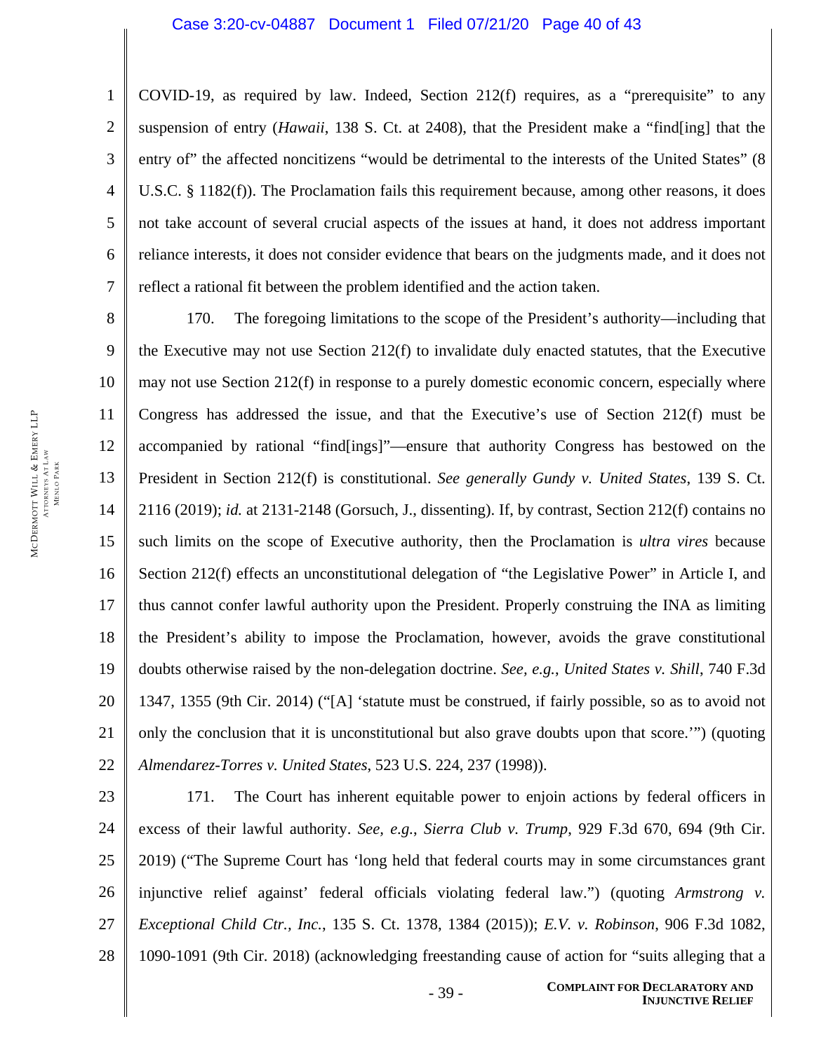COVID-19, as required by law. Indeed, Section 212(f) requires, as a "prerequisite" to any suspension of entry (*Hawaii*, 138 S. Ct. at 2408), that the President make a "find[ing] that the entry of" the affected noncitizens "would be detrimental to the interests of the United States" (8 U.S.C. § 1182(f)). The Proclamation fails this requirement because, among other reasons, it does not take account of several crucial aspects of the issues at hand, it does not address important reliance interests, it does not consider evidence that bears on the judgments made, and it does not reflect a rational fit between the problem identified and the action taken.

170. The foregoing limitations to the scope of the President's authority—including that the Executive may not use Section 212(f) to invalidate duly enacted statutes, that the Executive may not use Section 212(f) in response to a purely domestic economic concern, especially where Congress has addressed the issue, and that the Executive's use of Section 212(f) must be accompanied by rational "find[ings]"—ensure that authority Congress has bestowed on the President in Section 212(f) is constitutional. *See generally Gundy v. United States*, 139 S. Ct. 2116 (2019); *id.* at 2131-2148 (Gorsuch, J., dissenting). If, by contrast, Section 212(f) contains no such limits on the scope of Executive authority, then the Proclamation is *ultra vires* because Section 212(f) effects an unconstitutional delegation of "the Legislative Power" in Article I, and thus cannot confer lawful authority upon the President. Properly construing the INA as limiting the President's ability to impose the Proclamation, however, avoids the grave constitutional doubts otherwise raised by the non-delegation doctrine. *See, e.g.*, *United States v. Shill*, 740 F.3d 1347, 1355 (9th Cir. 2014) ("[A] 'statute must be construed, if fairly possible, so as to avoid not only the conclusion that it is unconstitutional but also grave doubts upon that score.'") (quoting *Almendarez-Torres v. United States*, 523 U.S. 224, 237 (1998)).

171. The Court has inherent equitable power to enjoin actions by federal officers in excess of their lawful authority. *See, e.g.*, *Sierra Club v. Trump*, 929 F.3d 670, 694 (9th Cir. 2019) ("The Supreme Court has 'long held that federal courts may in some circumstances grant injunctive relief against' federal officials violating federal law.") (quoting *Armstrong v. Exceptional Child Ctr., Inc.*, 135 S. Ct. 1378, 1384 (2015)); *E.V. v. Robinson*, 906 F.3d 1082, 1090-1091 (9th Cir. 2018) (acknowledging freestanding cause of action for "suits alleging that a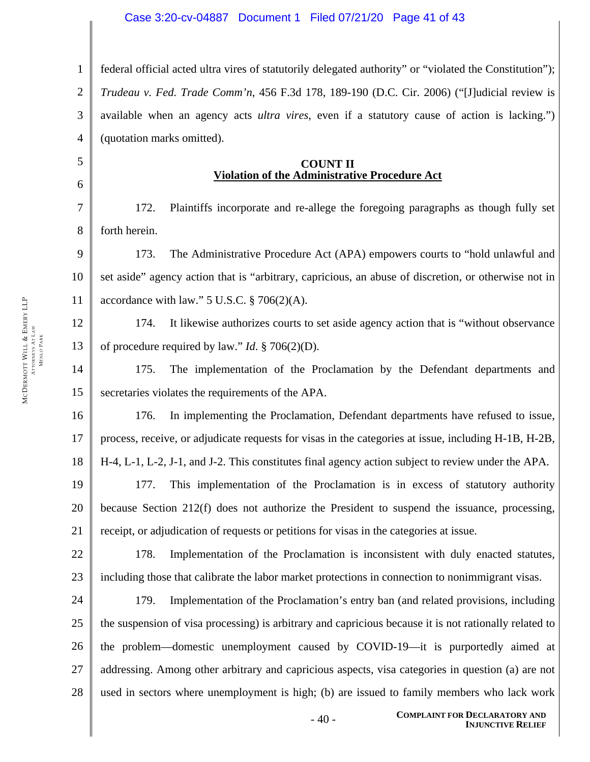federal official acted ultra vires of statutorily delegated authority" or "violated the Constitution"); *Trudeau v. Fed. Trade Comm'n*, 456 F.3d 178, 189-190 (D.C. Cir. 2006) ("[J]udicial review is available when an agency acts *ultra vires*, even if a statutory cause of action is lacking.") (quotation marks omitted).

## COUNT II
## Violation of the Administrative Procedure Act

172. Plaintiffs incorporate and re-allege the foregoing paragraphs as though fully set forth herein.

173. The Administrative Procedure Act (APA) empowers courts to "hold unlawful and set aside" agency action that is "arbitrary, capricious, an abuse of discretion, or otherwise not in accordance with law." 5 U.S.C. § 706(2)(A).

174. It likewise authorizes courts to set aside agency action that is "without observance of procedure required by law." *Id*. § 706(2)(D).

175. The implementation of the Proclamation by the Defendant departments and secretaries violates the requirements of the APA.

176. In implementing the Proclamation, Defendant departments have refused to issue, process, receive, or adjudicate requests for visas in the categories at issue, including H-1B, H-2B, H-4, L-1, L-2, J-1, and J-2. This constitutes final agency action subject to review under the APA.

177. This implementation of the Proclamation is in excess of statutory authority because Section 212(f) does not authorize the President to suspend the issuance, processing, receipt, or adjudication of requests or petitions for visas in the categories at issue.

178. Implementation of the Proclamation is inconsistent with duly enacted statutes, including those that calibrate the labor market protections in connection to nonimmigrant visas.

179. Implementation of the Proclamation's entry ban (and related provisions, including the suspension of visa processing) is arbitrary and capricious because it is not rationally related to the problem—domestic unemployment caused by COVID-19—it is purportedly aimed at addressing. Among other arbitrary and capricious aspects, visa categories in question (a) are not used in sectors where unemployment is high; (b) are issued to family members who lack work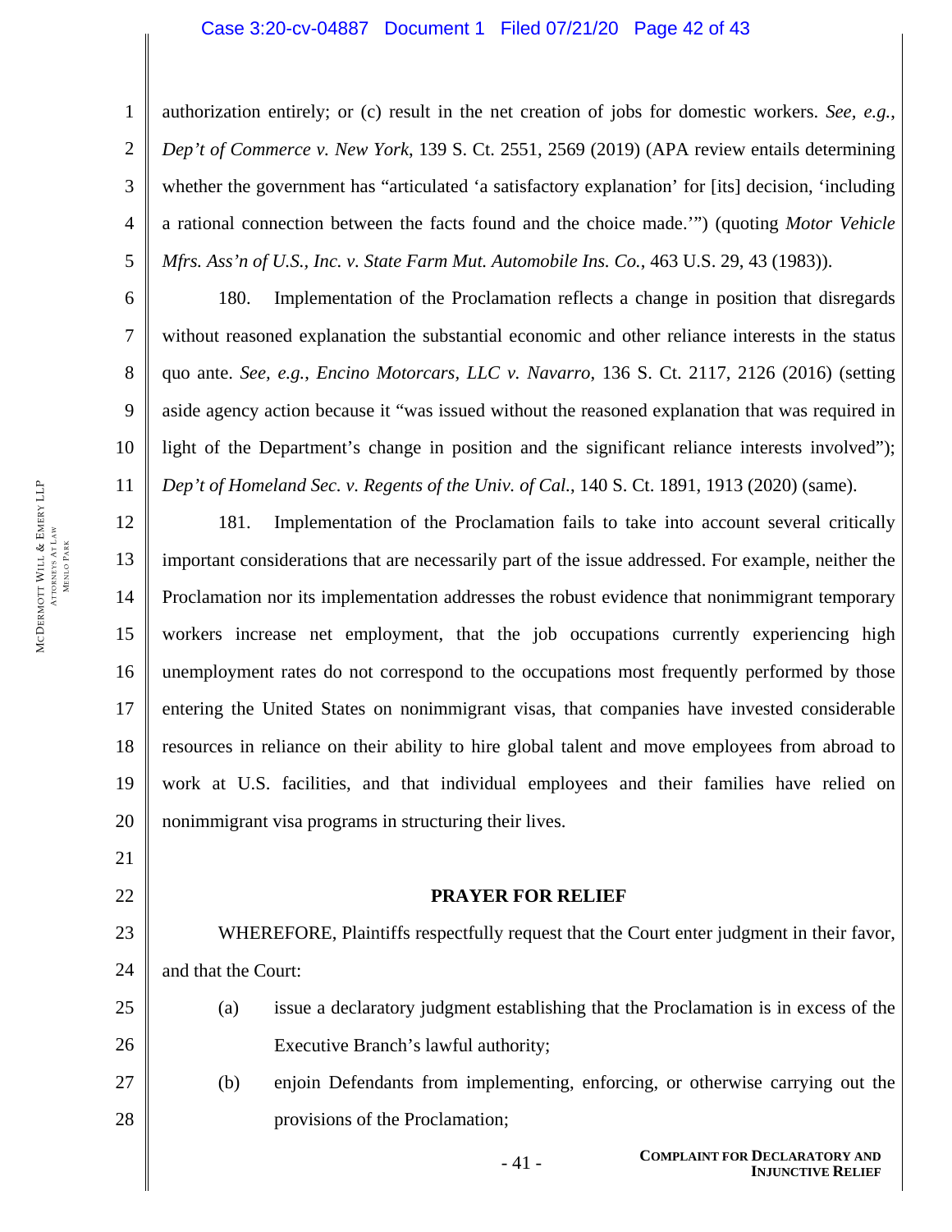authorization entirely; or (c) result in the net creation of jobs for domestic workers. *See, e.g.*, *Dep't of Commerce v. New York*, 139 S. Ct. 2551, 2569 (2019) (APA review entails determining whether the government has "articulated 'a satisfactory explanation' for [its] decision, 'including a rational connection between the facts found and the choice made.'") (quoting *Motor Vehicle Mfrs. Ass'n of U.S., Inc. v. State Farm Mut. Automobile Ins. Co.*, 463 U.S. 29, 43 (1983)).

180. Implementation of the Proclamation reflects a change in position that disregards without reasoned explanation the substantial economic and other reliance interests in the status quo ante. *See, e.g.*, *Encino Motorcars, LLC v. Navarro*, 136 S. Ct. 2117, 2126 (2016) (setting aside agency action because it "was issued without the reasoned explanation that was required in light of the Department's change in position and the significant reliance interests involved"); *Dep't of Homeland Sec. v. Regents of the Univ. of Cal.*, 140 S. Ct. 1891, 1913 (2020) (same).

181. Implementation of the Proclamation fails to take into account several critically important considerations that are necessarily part of the issue addressed. For example, neither the Proclamation nor its implementation addresses the robust evidence that nonimmigrant temporary workers increase net employment, that the job occupations currently experiencing high unemployment rates do not correspond to the occupations most frequently performed by those entering the United States on nonimmigrant visas, that companies have invested considerable resources in reliance on their ability to hire global talent and move employees from abroad to work at U.S. facilities, and that individual employees and their families have relied on nonimmigrant visa programs in structuring their lives.

## PRAYER FOR RELIEF

WHEREFORE, Plaintiffs respectfully request that the Court enter judgment in their favor, and that the Court:

(a) issue a declaratory judgment establishing that the Proclamation is in excess of the Executive Branch's lawful authority;

(b) enjoin Defendants from implementing, enforcing, or otherwise carrying out the provisions of the Proclamation;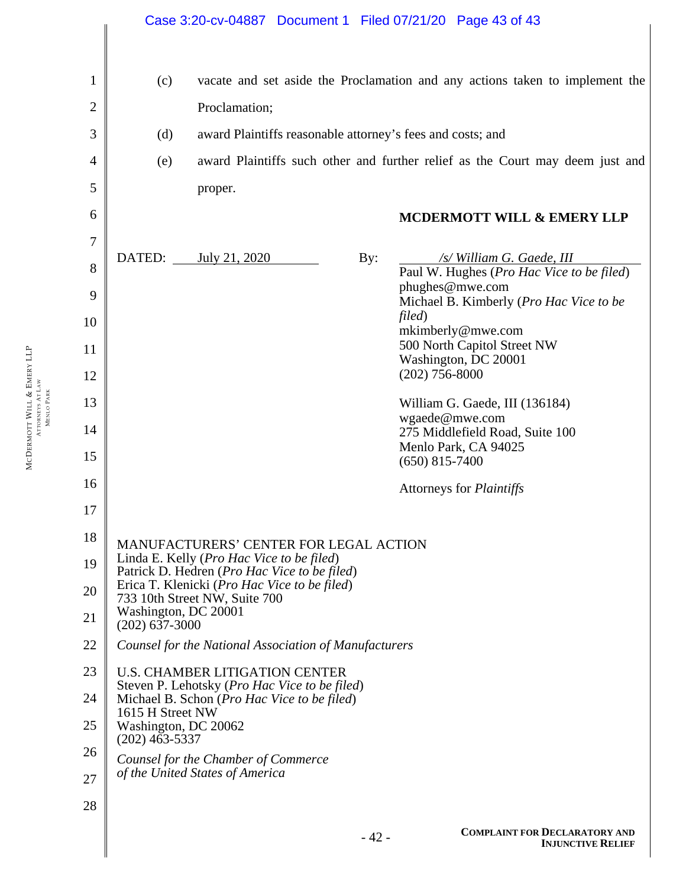(c) vacate and set aside the Proclamation and any actions taken to implement the Proclamation;

(d) award Plaintiffs reasonable attorney's fees and costs; and

(e) award Plaintiffs such other and further relief as the Court may deem just and proper.

**MCDERMOTT WILL & EMERY LLP**

DATED: July 21, 2020

By: */s/ William G. Gaede, III*

Paul W. Hughes (*Pro Hac Vice to be filed*)
phughes@mwe.com
Michael B. Kimberly (*Pro Hac Vice to be filed*)
mkimberly@mwe.com
500 North Capitol Street NW
Washington, DC 20001
(202) 756-8000

William G. Gaede, III (136184)
wgaede@mwe.com
275 Middlefield Road, Suite 100
Menlo Park, CA 94025
(650) 815-7400

Attorneys for *Plaintiffs*

MANUFACTURERS' CENTER FOR LEGAL ACTION
Linda E. Kelly (*Pro Hac Vice to be filed*)
Patrick D. Hedren (*Pro Hac Vice to be filed*)
Erica T. Klenicki (*Pro Hac Vice to be filed*)
733 10th Street NW, Suite 700
Washington, DC 20001
(202) 637-3000

*Counsel for the National Association of Manufacturers*

U.S. CHAMBER LITIGATION CENTER
Steven P. Lehotsky (*Pro Hac Vice to be filed*)
Michael B. Schon (*Pro Hac Vice to be filed*)
1615 H Street NW
Washington, DC 20062
(202) 463-5337

*Counsel for the Chamber of Commerce of the United States of America*